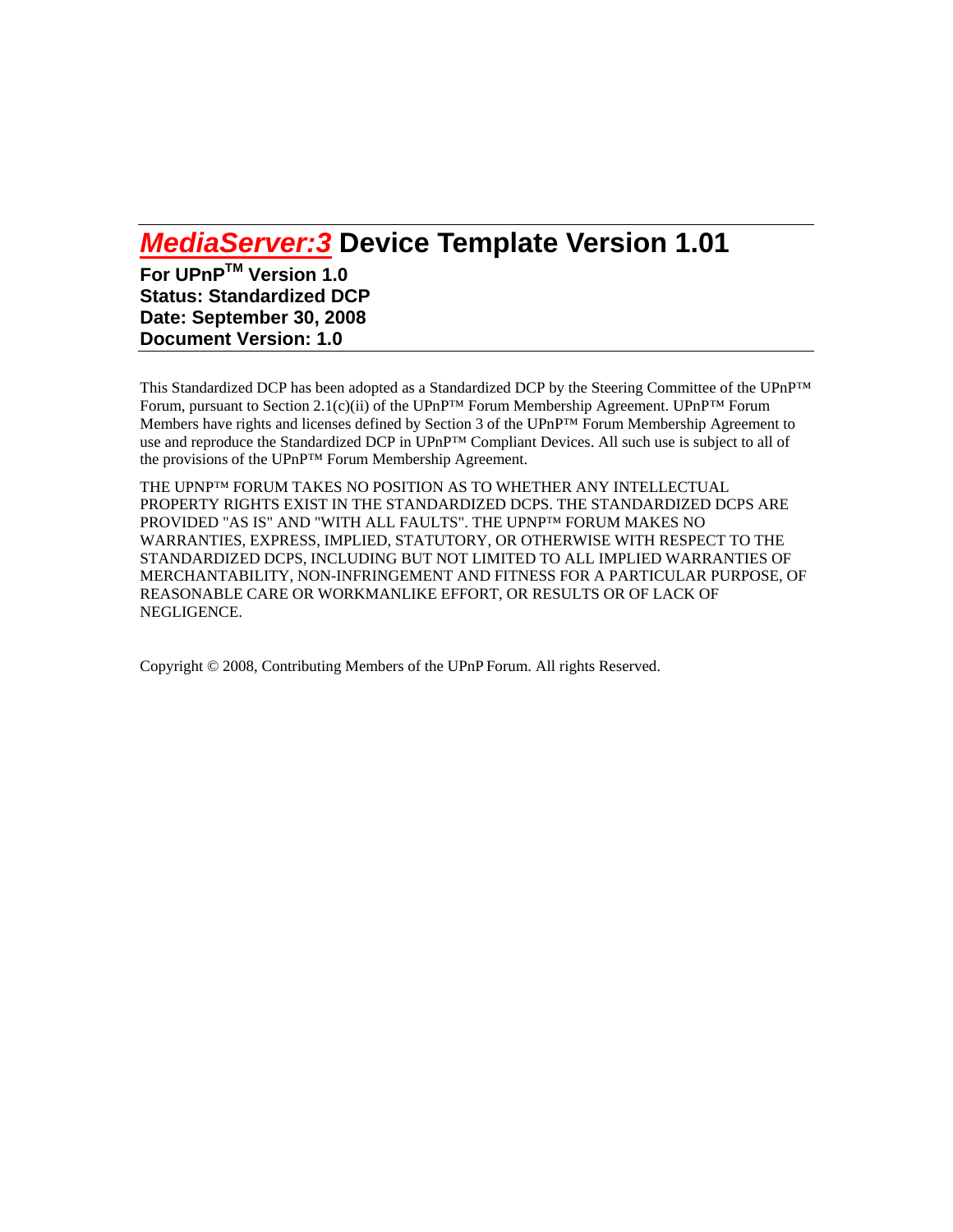# ***MediaServer:3*** Device Template Version 1.01

**For UPnP™ Version 1.0**
**Status: Standardized DCP**
**Date: September 30, 2008**
**Document Version: 1.0**

This Standardized DCP has been adopted as a Standardized DCP by the Steering Committee of the UPnP™ Forum, pursuant to Section 2.1(c)(ii) of the UPnP™ Forum Membership Agreement. UPnP™ Forum Members have rights and licenses defined by Section 3 of the UPnP™ Forum Membership Agreement to use and reproduce the Standardized DCP in UPnP™ Compliant Devices. All such use is subject to all of the provisions of the UPnP™ Forum Membership Agreement.

THE UPNP™ FORUM TAKES NO POSITION AS TO WHETHER ANY INTELLECTUAL PROPERTY RIGHTS EXIST IN THE STANDARDIZED DCPS. THE STANDARDIZED DCPS ARE PROVIDED "AS IS" AND "WITH ALL FAULTS". THE UPNP™ FORUM MAKES NO WARRANTIES, EXPRESS, IMPLIED, STATUTORY, OR OTHERWISE WITH RESPECT TO THE STANDARDIZED DCPS, INCLUDING BUT NOT LIMITED TO ALL IMPLIED WARRANTIES OF MERCHANTABILITY, NON-INFRINGEMENT AND FITNESS FOR A PARTICULAR PURPOSE, OF REASONABLE CARE OR WORKMANLIKE EFFORT, OR RESULTS OR OF LACK OF NEGLIGENCE.

Copyright © 2008, Contributing Members of the UPnP Forum. All rights Reserved.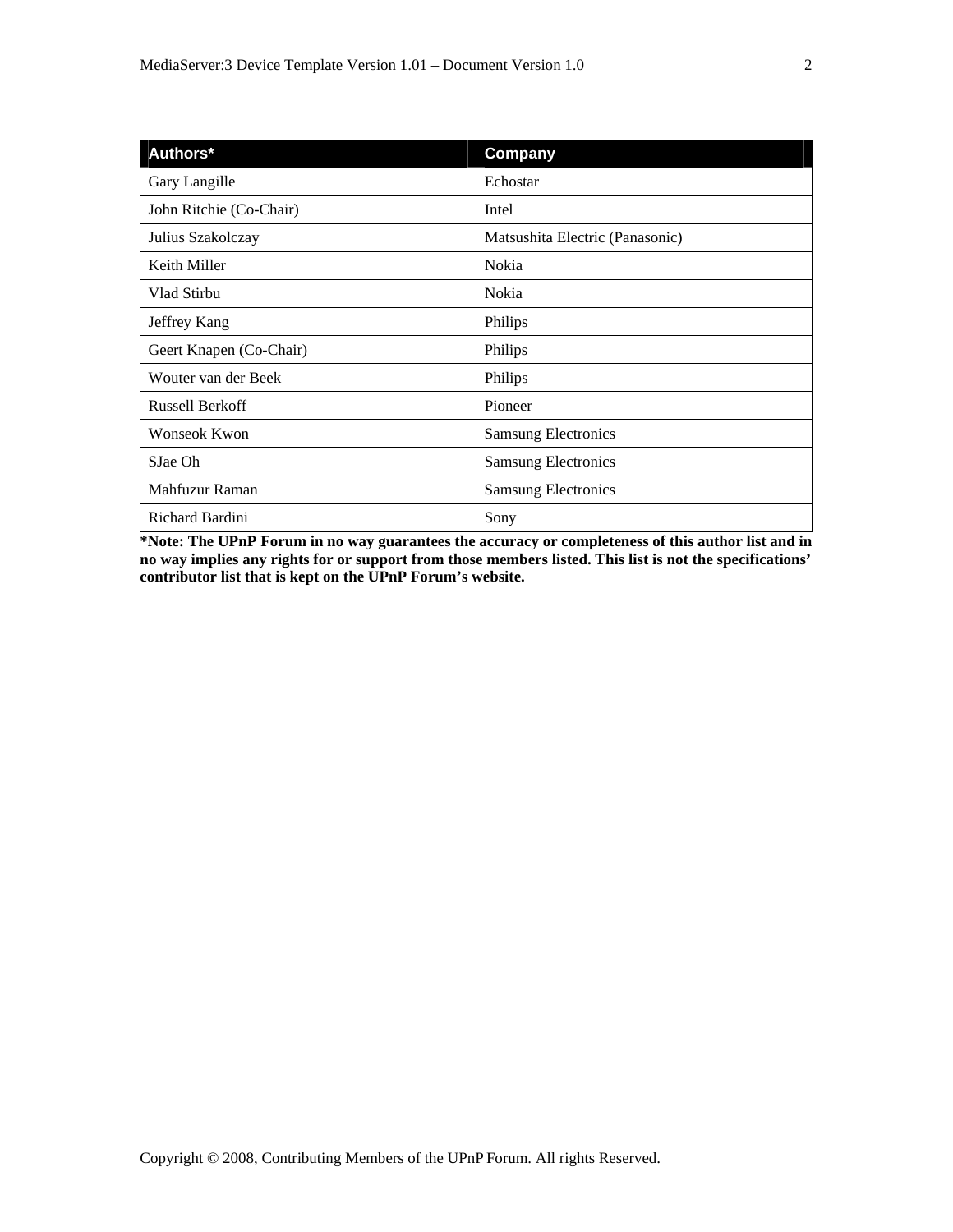| Authors* | Company |
| --- | --- |
| Gary Langille | Echostar |
| John Ritchie (Co-Chair) | Intel |
| Julius Szakolczay | Matsushita Electric (Panasonic) |
| Keith Miller | Nokia |
| Vlad Stirbu | Nokia |
| Jeffrey Kang | Philips |
| Geert Knapen (Co-Chair) | Philips |
| Wouter van der Beek | Philips |
| Russell Berkoff | Pioneer |
| Wonseok Kwon | Samsung Electronics |
| SJae Oh | Samsung Electronics |
| Mahfuzur Raman | Samsung Electronics |
| Richard Bardini | Sony |

**\*Note: The UPnP Forum in no way guarantees the accuracy or completeness of this author list and in no way implies any rights for or support from those members listed. This list is not the specifications' contributor list that is kept on the UPnP Forum's website.**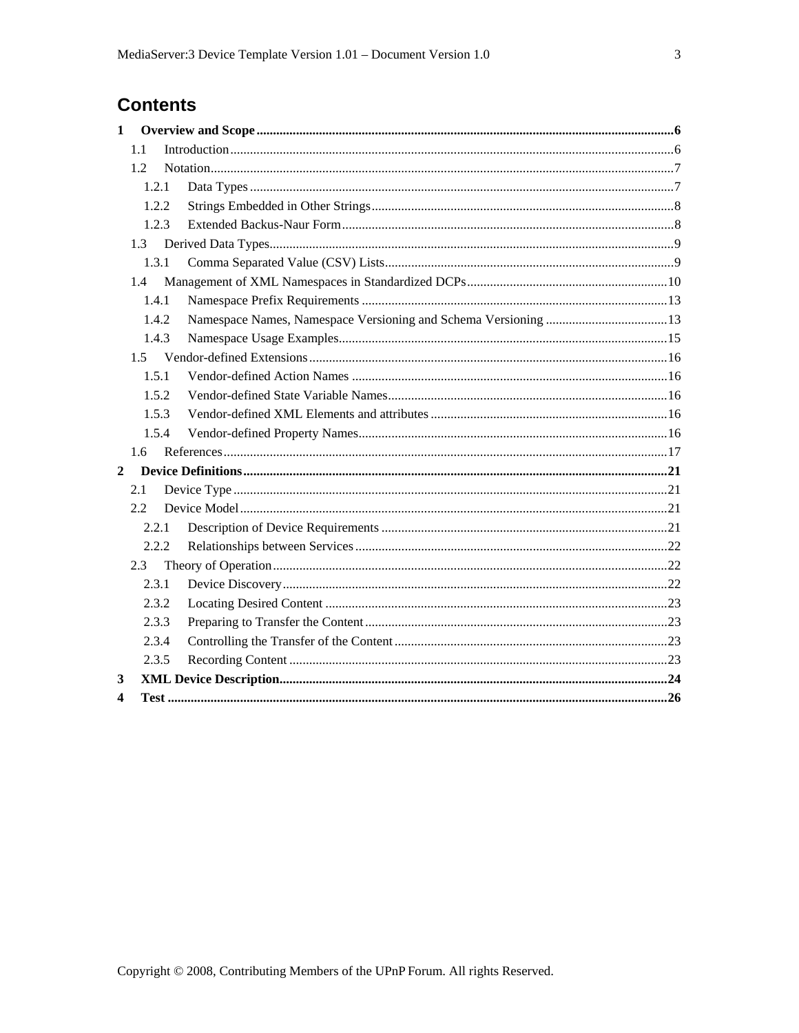# Contents

**1 Overview and Scope** ... **6**

- 1.1 Introduction ... 6
- 1.2 Notation ... 7
  - 1.2.1 Data Types ... 7
  - 1.2.2 Strings Embedded in Other Strings ... 8
  - 1.2.3 Extended Backus-Naur Form ... 8
- 1.3 Derived Data Types ... 9
  - 1.3.1 Comma Separated Value (CSV) Lists ... 9
- 1.4 Management of XML Namespaces in Standardized DCPs ... 10
  - 1.4.1 Namespace Prefix Requirements ... 13
  - 1.4.2 Namespace Names, Namespace Versioning and Schema Versioning ... 13
  - 1.4.3 Namespace Usage Examples ... 15
- 1.5 Vendor-defined Extensions ... 16
  - 1.5.1 Vendor-defined Action Names ... 16
  - 1.5.2 Vendor-defined State Variable Names ... 16
  - 1.5.3 Vendor-defined XML Elements and attributes ... 16
  - 1.5.4 Vendor-defined Property Names ... 16
- 1.6 References ... 17

**2 Device Definitions** ... **21**

- 2.1 Device Type ... 21
- 2.2 Device Model ... 21
  - 2.2.1 Description of Device Requirements ... 21
  - 2.2.2 Relationships between Services ... 22
- 2.3 Theory of Operation ... 22
  - 2.3.1 Device Discovery ... 22
  - 2.3.2 Locating Desired Content ... 23
  - 2.3.3 Preparing to Transfer the Content ... 23
  - 2.3.4 Controlling the Transfer of the Content ... 23
  - 2.3.5 Recording Content ... 23

**3 XML Device Description** ... **24**

**4 Test** ... **26**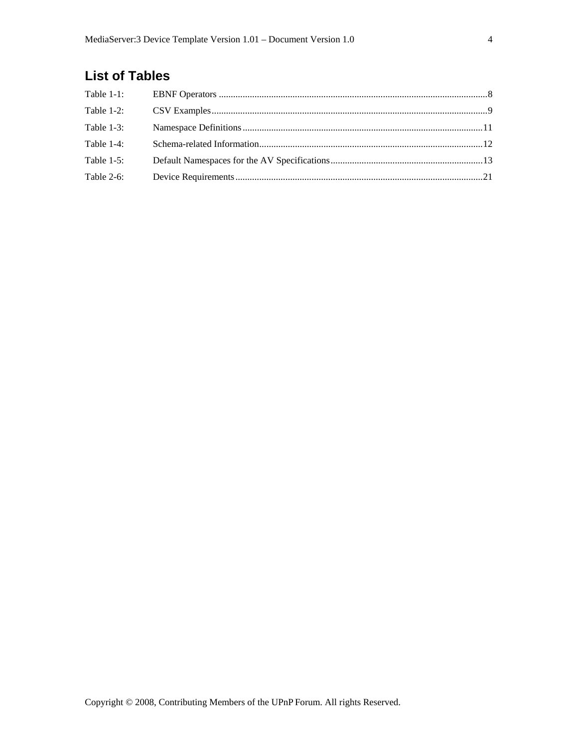## List of Tables

Table 1-1: EBNF Operators ....................................................................................................8

Table 1-2: CSV Examples.......................................................................................................9

Table 1-3: Namespace Definitions........................................................................................11

Table 1-4: Schema-related Information.................................................................................12

Table 1-5: Default Namespaces for the AV Specifications....................................................13

Table 2-6: Device Requirements...........................................................................................21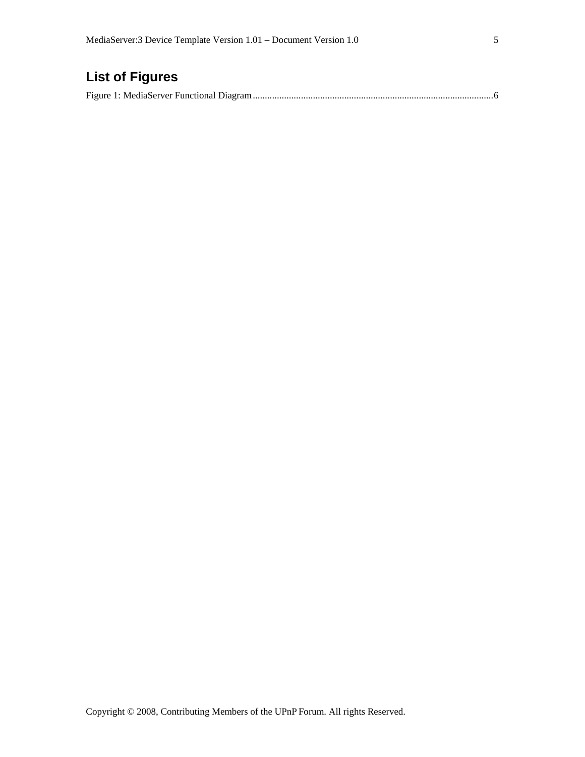## List of Figures

Figure 1: MediaServer Functional Diagram....................................................................................................6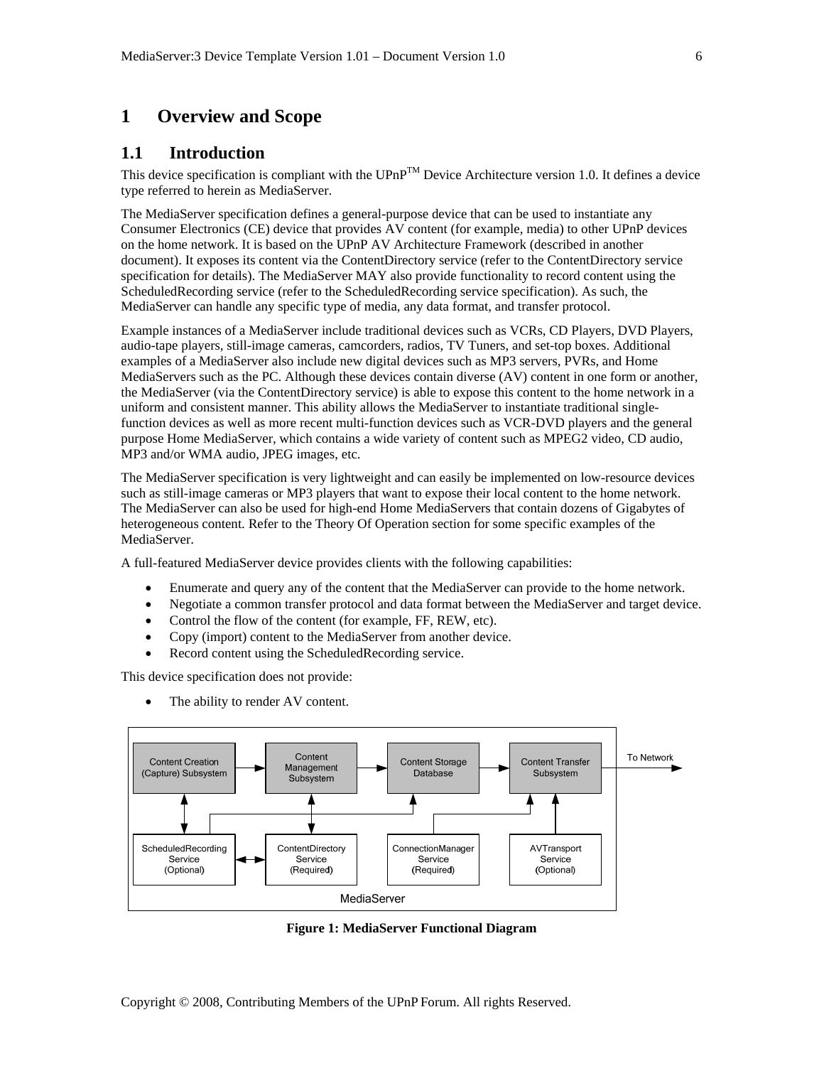# 1 Overview and Scope

## 1.1 Introduction

This device specification is compliant with the UPnP™ Device Architecture version 1.0. It defines a device type referred to herein as MediaServer.

The MediaServer specification defines a general-purpose device that can be used to instantiate any Consumer Electronics (CE) device that provides AV content (for example, media) to other UPnP devices on the home network. It is based on the UPnP AV Architecture Framework (described in another document). It exposes its content via the ContentDirectory service (refer to the ContentDirectory service specification for details). The MediaServer MAY also provide functionality to record content using the ScheduledRecording service (refer to the ScheduledRecording service specification). As such, the MediaServer can handle any specific type of media, any data format, and transfer protocol.

Example instances of a MediaServer include traditional devices such as VCRs, CD Players, DVD Players, audio-tape players, still-image cameras, camcorders, radios, TV Tuners, and set-top boxes. Additional examples of a MediaServer also include new digital devices such as MP3 servers, PVRs, and Home MediaServers such as the PC. Although these devices contain diverse (AV) content in one form or another, the MediaServer (via the ContentDirectory service) is able to expose this content to the home network in a uniform and consistent manner. This ability allows the MediaServer to instantiate traditional single-function devices as well as more recent multi-function devices such as VCR-DVD players and the general purpose Home MediaServer, which contains a wide variety of content such as MPEG2 video, CD audio, MP3 and/or WMA audio, JPEG images, etc.

The MediaServer specification is very lightweight and can easily be implemented on low-resource devices such as still-image cameras or MP3 players that want to expose their local content to the home network. The MediaServer can also be used for high-end Home MediaServers that contain dozens of Gigabytes of heterogeneous content. Refer to the Theory Of Operation section for some specific examples of the MediaServer.

A full-featured MediaServer device provides clients with the following capabilities:

- Enumerate and query any of the content that the MediaServer can provide to the home network.
- Negotiate a common transfer protocol and data format between the MediaServer and target device.
- Control the flow of the content (for example, FF, REW, etc).
- Copy (import) content to the MediaServer from another device.
- Record content using the ScheduledRecording service.

This device specification does not provide:

- The ability to render AV content.

**Figure 1: MediaServer Functional Diagram**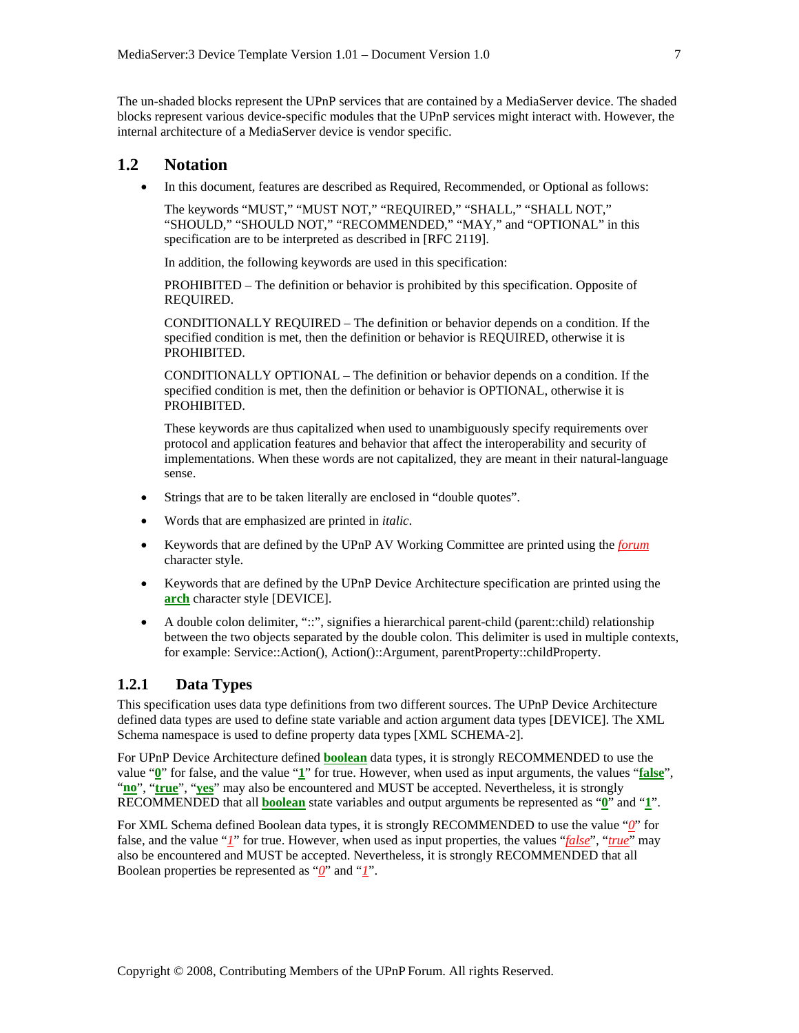The un-shaded blocks represent the UPnP services that are contained by a MediaServer device. The shaded blocks represent various device-specific modules that the UPnP services might interact with. However, the internal architecture of a MediaServer device is vendor specific.

## 1.2 Notation

- In this document, features are described as Required, Recommended, or Optional as follows:

  The keywords "MUST," "MUST NOT," "REQUIRED," "SHALL," "SHALL NOT," "SHOULD," "SHOULD NOT," "RECOMMENDED," "MAY," and "OPTIONAL" in this specification are to be interpreted as described in [RFC 2119].

  In addition, the following keywords are used in this specification:

  PROHIBITED – The definition or behavior is prohibited by this specification. Opposite of REQUIRED.

  CONDITIONALLY REQUIRED – The definition or behavior depends on a condition. If the specified condition is met, then the definition or behavior is REQUIRED, otherwise it is PROHIBITED.

  CONDITIONALLY OPTIONAL – The definition or behavior depends on a condition. If the specified condition is met, then the definition or behavior is OPTIONAL, otherwise it is PROHIBITED.

  These keywords are thus capitalized when used to unambiguously specify requirements over protocol and application features and behavior that affect the interoperability and security of implementations. When these words are not capitalized, they are meant in their natural-language sense.

- Strings that are to be taken literally are enclosed in "double quotes".
- Words that are emphasized are printed in *italic*.
- Keywords that are defined by the UPnP AV Working Committee are printed using the *forum* character style.
- Keywords that are defined by the UPnP Device Architecture specification are printed using the **arch** character style [DEVICE].
- A double colon delimiter, "::", signifies a hierarchical parent-child (parent::child) relationship between the two objects separated by the double colon. This delimiter is used in multiple contexts, for example: Service::Action(), Action()::Argument, parentProperty::childProperty.

### 1.2.1 Data Types

This specification uses data type definitions from two different sources. The UPnP Device Architecture defined data types are used to define state variable and action argument data types [DEVICE]. The XML Schema namespace is used to define property data types [XML SCHEMA-2].

For UPnP Device Architecture defined **boolean** data types, it is strongly RECOMMENDED to use the value "**0**" for false, and the value "**1**" for true. However, when used as input arguments, the values "**false**", "**no**", "**true**", "**yes**" may also be encountered and MUST be accepted. Nevertheless, it is strongly RECOMMENDED that all **boolean** state variables and output arguments be represented as "**0**" and "**1**".

For XML Schema defined Boolean data types, it is strongly RECOMMENDED to use the value "*0*" for false, and the value "*1*" for true. However, when used as input properties, the values "*false*", "*true*" may also be encountered and MUST be accepted. Nevertheless, it is strongly RECOMMENDED that all Boolean properties be represented as "*0*" and "*1*".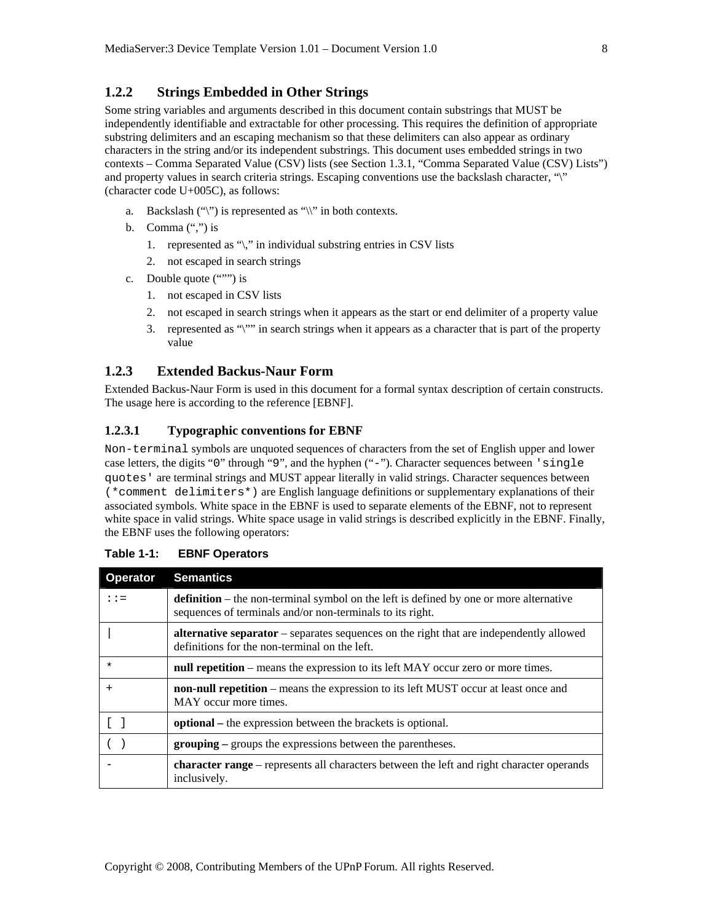### 1.2.2 Strings Embedded in Other Strings

Some string variables and arguments described in this document contain substrings that MUST be independently identifiable and extractable for other processing. This requires the definition of appropriate substring delimiters and an escaping mechanism so that these delimiters can also appear as ordinary characters in the string and/or its independent substrings. This document uses embedded strings in two contexts – Comma Separated Value (CSV) lists (see Section 1.3.1, "Comma Separated Value (CSV) Lists") and property values in search criteria strings. Escaping conventions use the backslash character, "\" (character code U+005C), as follows:

a. Backslash ("\") is represented as "\\" in both contexts.

b. Comma (",") is
   1. represented as "\," in individual substring entries in CSV lists
   2. not escaped in search strings

c. Double quote (""") is
   1. not escaped in CSV lists
   2. not escaped in search strings when it appears as the start or end delimiter of a property value
   3. represented as "\"" in search strings when it appears as a character that is part of the property value

### 1.2.3 Extended Backus-Naur Form

Extended Backus-Naur Form is used in this document for a formal syntax description of certain constructs. The usage here is according to the reference [EBNF].

#### 1.2.3.1 Typographic conventions for EBNF

`Non-terminal` symbols are unquoted sequences of characters from the set of English upper and lower case letters, the digits "`0`" through "`9`", and the hyphen ("`-`"). Character sequences between `'single quotes'` are terminal strings and MUST appear literally in valid strings. Character sequences between `(*comment delimiters*)` are English language definitions or supplementary explanations of their associated symbols. White space in the EBNF is used to separate elements of the EBNF, not to represent white space in valid strings. White space usage in valid strings is described explicitly in the EBNF. Finally, the EBNF uses the following operators:

**Table 1-1: EBNF Operators**

| Operator | Semantics |
| --- | --- |
| `::=` | **definition** – the non-terminal symbol on the left is defined by one or more alternative sequences of terminals and/or non-terminals to its right. |
| `\|` | **alternative separator** – separates sequences on the right that are independently allowed definitions for the non-terminal on the left. |
| `*` | **null repetition** – means the expression to its left MAY occur zero or more times. |
| `+` | **non-null repetition** – means the expression to its left MUST occur at least once and MAY occur more times. |
| `[ ]` | **optional –** the expression between the brackets is optional. |
| `( )` | **grouping –** groups the expressions between the parentheses. |
| `-` | **character range** – represents all characters between the left and right character operands inclusively. |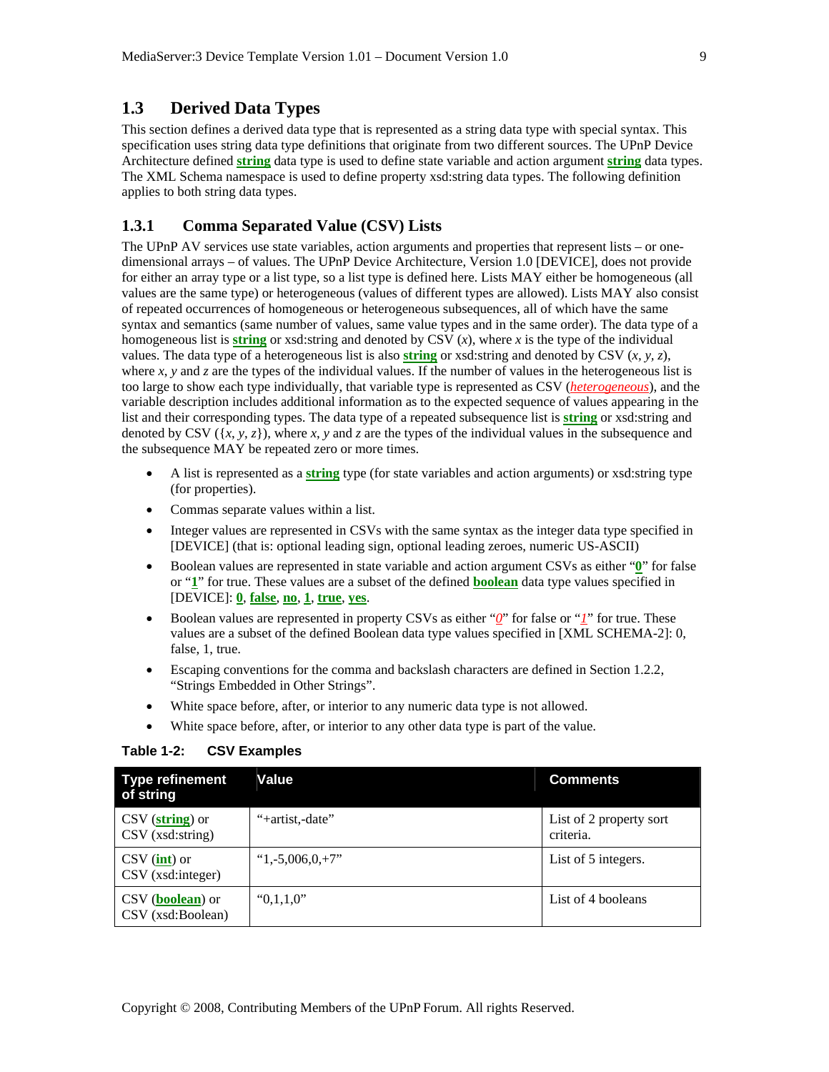## 1.3 Derived Data Types

This section defines a derived data type that is represented as a string data type with special syntax. This specification uses string data type definitions that originate from two different sources. The UPnP Device Architecture defined **string** data type is used to define state variable and action argument **string** data types. The XML Schema namespace is used to define property xsd:string data types. The following definition applies to both string data types.

### 1.3.1 Comma Separated Value (CSV) Lists

The UPnP AV services use state variables, action arguments and properties that represent lists – or one-dimensional arrays – of values. The UPnP Device Architecture, Version 1.0 [DEVICE], does not provide for either an array type or a list type, so a list type is defined here. Lists MAY either be homogeneous (all values are the same type) or heterogeneous (values of different types are allowed). Lists MAY also consist of repeated occurrences of homogeneous or heterogeneous subsequences, all of which have the same syntax and semantics (same number of values, same value types and in the same order). The data type of a homogeneous list is **string** or xsd:string and denoted by CSV (*x*), where *x* is the type of the individual values. The data type of a heterogeneous list is also **string** or xsd:string and denoted by CSV (*x*, *y*, *z*), where *x*, *y* and *z* are the types of the individual values. If the number of values in the heterogeneous list is too large to show each type individually, that variable type is represented as CSV (*heterogeneous*), and the variable description includes additional information as to the expected sequence of values appearing in the list and their corresponding types. The data type of a repeated subsequence list is **string** or xsd:string and denoted by CSV ({*x*, *y*, *z*}), where *x*, *y* and *z* are the types of the individual values in the subsequence and the subsequence MAY be repeated zero or more times.

- A list is represented as a **string** type (for state variables and action arguments) or xsd:string type (for properties).
- Commas separate values within a list.
- Integer values are represented in CSVs with the same syntax as the integer data type specified in [DEVICE] (that is: optional leading sign, optional leading zeroes, numeric US-ASCII)
- Boolean values are represented in state variable and action argument CSVs as either "**0**" for false or "**1**" for true. These values are a subset of the defined **boolean** data type values specified in [DEVICE]: **0**, **false**, **no**, **1**, **true**, **yes**.
- Boolean values are represented in property CSVs as either "*0*" for false or "*1*" for true. These values are a subset of the defined Boolean data type values specified in [XML SCHEMA-2]: 0, false, 1, true.
- Escaping conventions for the comma and backslash characters are defined in Section 1.2.2, "Strings Embedded in Other Strings".
- White space before, after, or interior to any numeric data type is not allowed.
- White space before, after, or interior to any other data type is part of the value.

**Table 1-2: CSV Examples**

| Type refinement of string | Value | Comments |
|---|---|---|
| CSV (**string**) or CSV (xsd:string) | "+artist,-date" | List of 2 property sort criteria. |
| CSV (**int**) or CSV (xsd:integer) | "1,-5,006,0,+7" | List of 5 integers. |
| CSV (**boolean**) or CSV (xsd:Boolean) | "0,1,1,0" | List of 4 booleans |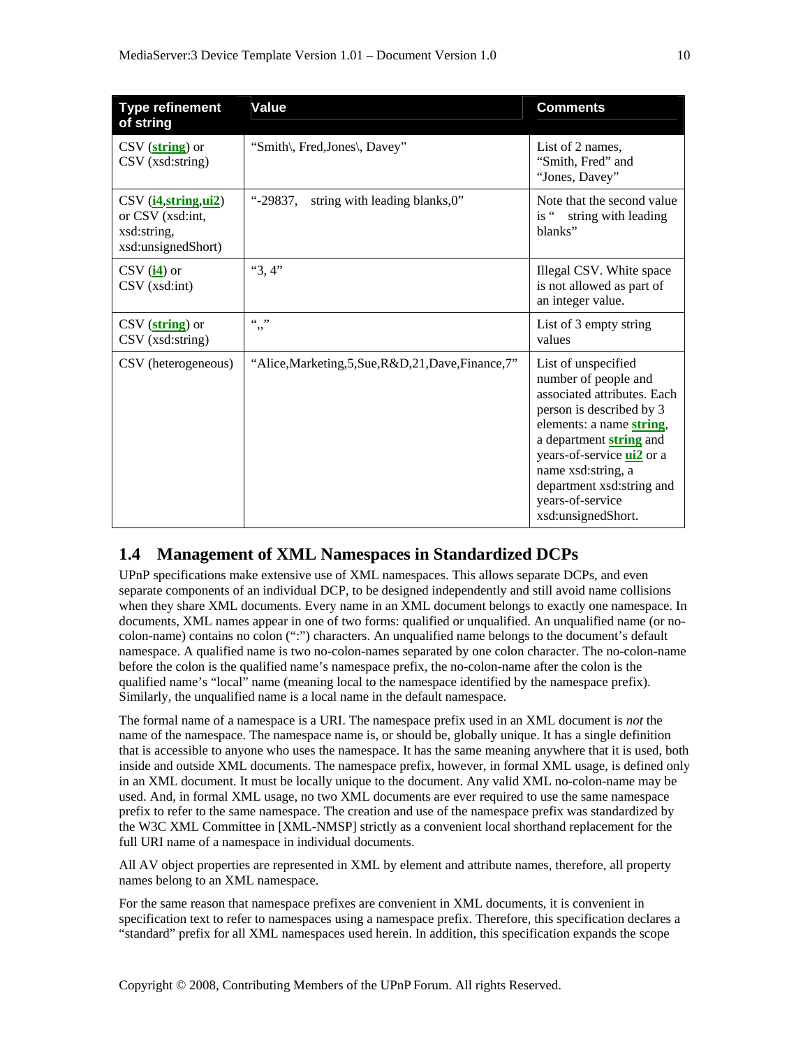| Type refinement of string | Value | Comments |
|---|---|---|
| CSV (**string**) or CSV (xsd:string) | "Smith\, Fred,Jones\, Davey" | List of 2 names, "Smith, Fred" and "Jones, Davey" |
| CSV (**i4**,**string**,**ui2**) or CSV (xsd:int, xsd:string, xsd:unsignedShort) | "-29837,     string with leading blanks,0" | Note that the second value is "     string with leading blanks" |
| CSV (**i4**) or CSV (xsd:int) | "3, 4" | Illegal CSV. White space is not allowed as part of an integer value. |
| CSV (**string**) or CSV (xsd:string) | ",," | List of 3 empty string values |
| CSV (heterogeneous) | "Alice,Marketing,5,Sue,R&D,21,Dave,Finance,7" | List of unspecified number of people and associated attributes. Each person is described by 3 elements: a name **string**, a department **string** and years-of-service **ui2** or a name xsd:string, a department xsd:string and years-of-service xsd:unsignedShort. |

## 1.4 Management of XML Namespaces in Standardized DCPs

UPnP specifications make extensive use of XML namespaces. This allows separate DCPs, and even separate components of an individual DCP, to be designed independently and still avoid name collisions when they share XML documents. Every name in an XML document belongs to exactly one namespace. In documents, XML names appear in one of two forms: qualified or unqualified. An unqualified name (or no-colon-name) contains no colon (":") characters. An unqualified name belongs to the document's default namespace. A qualified name is two no-colon-names separated by one colon character. The no-colon-name before the colon is the qualified name's namespace prefix, the no-colon-name after the colon is the qualified name's "local" name (meaning local to the namespace identified by the namespace prefix). Similarly, the unqualified name is a local name in the default namespace.

The formal name of a namespace is a URI. The namespace prefix used in an XML document is *not* the name of the namespace. The namespace name is, or should be, globally unique. It has a single definition that is accessible to anyone who uses the namespace. It has the same meaning anywhere that it is used, both inside and outside XML documents. The namespace prefix, however, in formal XML usage, is defined only in an XML document. It must be locally unique to the document. Any valid XML no-colon-name may be used. And, in formal XML usage, no two XML documents are ever required to use the same namespace prefix to refer to the same namespace. The creation and use of the namespace prefix was standardized by the W3C XML Committee in [XML-NMSP] strictly as a convenient local shorthand replacement for the full URI name of a namespace in individual documents.

All AV object properties are represented in XML by element and attribute names, therefore, all property names belong to an XML namespace.

For the same reason that namespace prefixes are convenient in XML documents, it is convenient in specification text to refer to namespaces using a namespace prefix. Therefore, this specification declares a "standard" prefix for all XML namespaces used herein. In addition, this specification expands the scope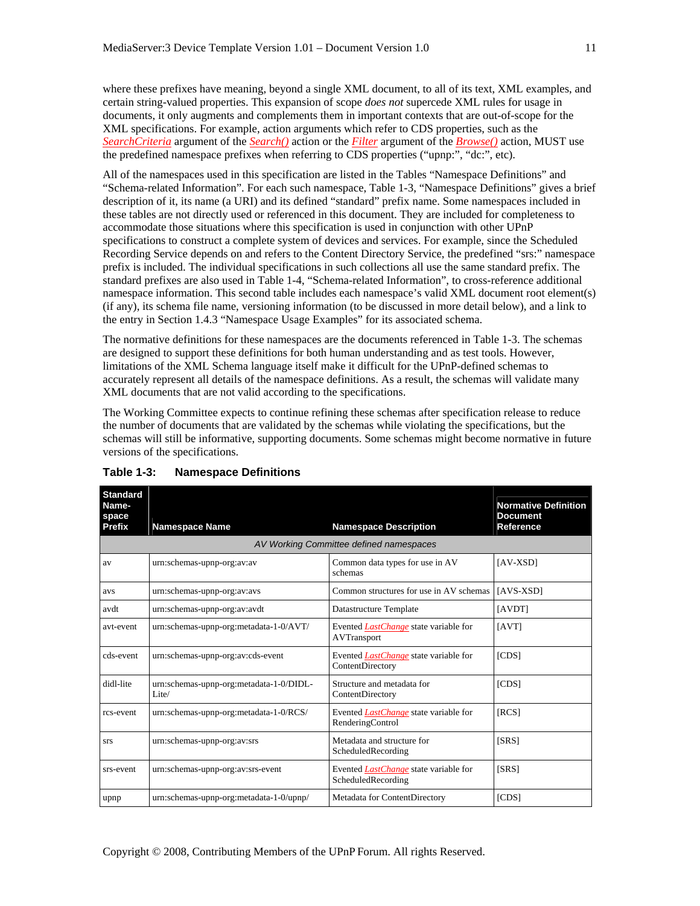where these prefixes have meaning, beyond a single XML document, to all of its text, XML examples, and certain string-valued properties. This expansion of scope *does not* supercede XML rules for usage in documents, it only augments and complements them in important contexts that are out-of-scope for the XML specifications. For example, action arguments which refer to CDS properties, such as the *SearchCriteria* argument of the *Search()* action or the *Filter* argument of the *Browse()* action, MUST use the predefined namespace prefixes when referring to CDS properties ("upnp:", "dc:", etc).

All of the namespaces used in this specification are listed in the Tables "Namespace Definitions" and "Schema-related Information". For each such namespace, Table 1-3, "Namespace Definitions" gives a brief description of it, its name (a URI) and its defined "standard" prefix name. Some namespaces included in these tables are not directly used or referenced in this document. They are included for completeness to accommodate those situations where this specification is used in conjunction with other UPnP specifications to construct a complete system of devices and services. For example, since the Scheduled Recording Service depends on and refers to the Content Directory Service, the predefined "srs:" namespace prefix is included. The individual specifications in such collections all use the same standard prefix. The standard prefixes are also used in Table 1-4, "Schema-related Information", to cross-reference additional namespace information. This second table includes each namespace's valid XML document root element(s) (if any), its schema file name, versioning information (to be discussed in more detail below), and a link to the entry in Section 1.4.3 "Namespace Usage Examples" for its associated schema.

The normative definitions for these namespaces are the documents referenced in Table 1-3. The schemas are designed to support these definitions for both human understanding and as test tools. However, limitations of the XML Schema language itself make it difficult for the UPnP-defined schemas to accurately represent all details of the namespace definitions. As a result, the schemas will validate many XML documents that are not valid according to the specifications.

The Working Committee expects to continue refining these schemas after specification release to reduce the number of documents that are validated by the schemas while violating the specifications, but the schemas will still be informative, supporting documents. Some schemas might become normative in future versions of the specifications.

**Table 1-3: Namespace Definitions**

| Standard Name-space Prefix | Namespace Name | Namespace Description | Normative Definition Document Reference |
|---|---|---|---|
| | | *AV Working Committee defined namespaces* | |
| av | urn:schemas-upnp-org:av:av | Common data types for use in AV schemas | [AV-XSD] |
| avs | urn:schemas-upnp-org:av:avs | Common structures for use in AV schemas | [AVS-XSD] |
| avdt | urn:schemas-upnp-org:av:avdt | Datastructure Template | [AVDT] |
| avt-event | urn:schemas-upnp-org:metadata-1-0/AVT/ | Evented *LastChange* state variable for AVTransport | [AVT] |
| cds-event | urn:schemas-upnp-org:av:cds-event | Evented *LastChange* state variable for ContentDirectory | [CDS] |
| didl-lite | urn:schemas-upnp-org:metadata-1-0/DIDL-Lite/ | Structure and metadata for ContentDirectory | [CDS] |
| rcs-event | urn:schemas-upnp-org:metadata-1-0/RCS/ | Evented *LastChange* state variable for RenderingControl | [RCS] |
| srs | urn:schemas-upnp-org:av:srs | Metadata and structure for ScheduledRecording | [SRS] |
| srs-event | urn:schemas-upnp-org:av:srs-event | Evented *LastChange* state variable for ScheduledRecording | [SRS] |
| upnp | urn:schemas-upnp-org:metadata-1-0/upnp/ | Metadata for ContentDirectory | [CDS] |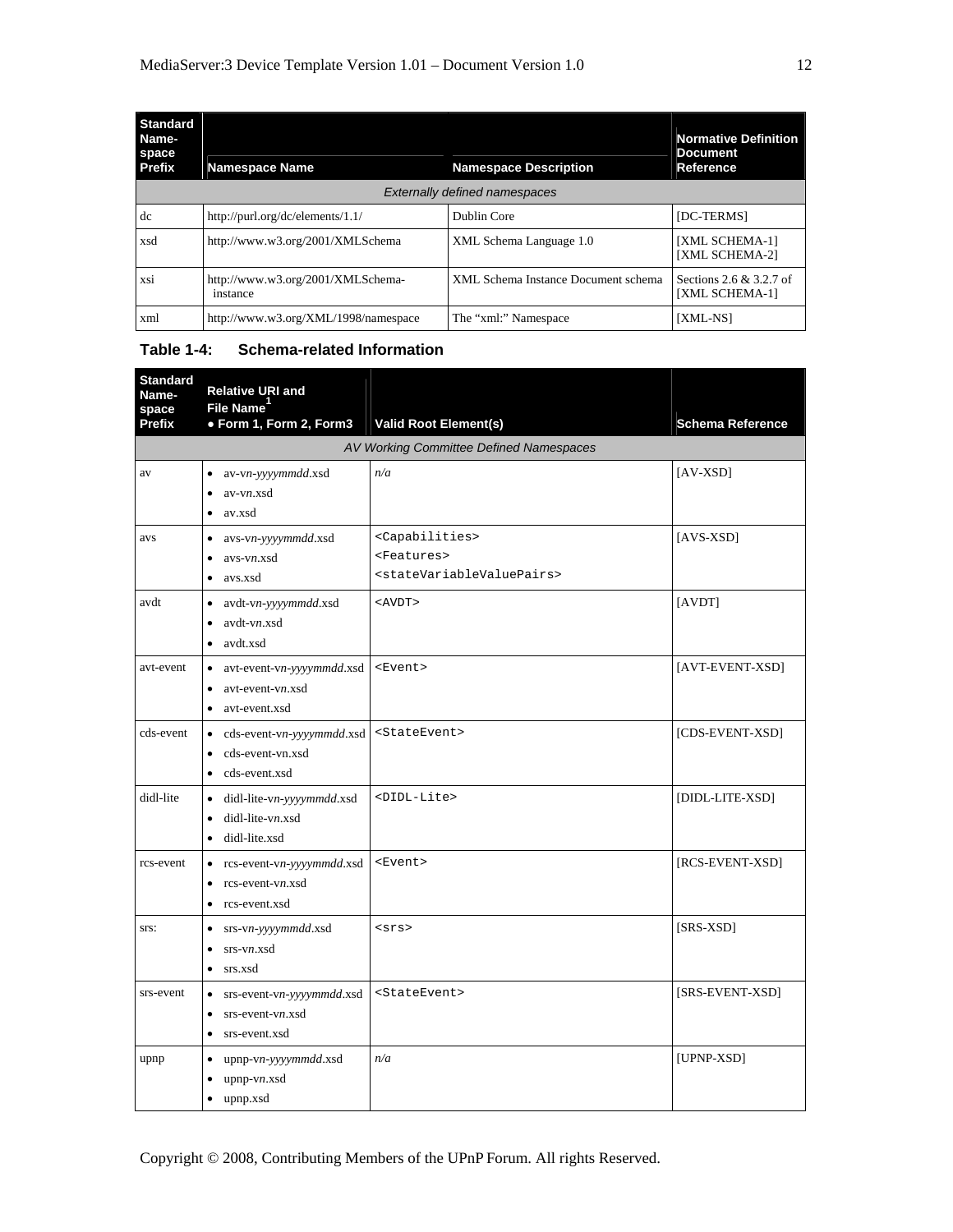| Standard Name-space Prefix | Namespace Name | Namespace Description | Normative Definition Document Reference |
|---|---|---|---|
| *Externally defined namespaces* | | | |
| dc | http://purl.org/dc/elements/1.1/ | Dublin Core | [DC-TERMS] |
| xsd | http://www.w3.org/2001/XMLSchema | XML Schema Language 1.0 | [XML SCHEMA-1] [XML SCHEMA-2] |
| xsi | http://www.w3.org/2001/XMLSchema-instance | XML Schema Instance Document schema | Sections 2.6 & 3.2.7 of [XML SCHEMA-1] |
| xml | http://www.w3.org/XML/1998/namespace | The "xml:" Namespace | [XML-NS] |

**Table 1-4: Schema-related Information**

| Standard Name-space Prefix | Relative URI and File Name[1] • Form 1, Form 2, Form3 | Valid Root Element(s) | Schema Reference |
|---|---|---|---|
| *AV Working Committee Defined Namespaces* | | | |
| av | • av-v*n*-*yyyymmdd*.xsd<br>• av-v*n*.xsd<br>• av.xsd | *n/a* | [AV-XSD] |
| avs | • avs-v*n*-*yyyymmdd*.xsd<br>• avs-v*n*.xsd<br>• avs.xsd | `<Capabilities>`<br>`<Features>`<br>`<stateVariableValuePairs>` | [AVS-XSD] |
| avdt | • avdt-v*n*-*yyyymmdd*.xsd<br>• avdt-v*n*.xsd<br>• avdt.xsd | `<AVDT>` | [AVDT] |
| avt-event | • avt-event-v*n*-*yyyymmdd*.xsd<br>• avt-event-v*n*.xsd<br>• avt-event.xsd | `<Event>` | [AVT-EVENT-XSD] |
| cds-event | • cds-event-v*n*-*yyyymmdd*.xsd<br>• cds-event-vn.xsd<br>• cds-event.xsd | `<StateEvent>` | [CDS-EVENT-XSD] |
| didl-lite | • didl-lite-v*n*-*yyyymmdd*.xsd<br>• didl-lite-v*n*.xsd<br>• didl-lite.xsd | `<DIDL-Lite>` | [DIDL-LITE-XSD] |
| rcs-event | • rcs-event-v*n*-*yyyymmdd*.xsd<br>• rcs-event-v*n*.xsd<br>• rcs-event.xsd | `<Event>` | [RCS-EVENT-XSD] |
| srs: | • srs-v*n*-*yyyymmdd*.xsd<br>• srs-v*n*.xsd<br>• srs.xsd | `<srs>` | [SRS-XSD] |
| srs-event | • srs-event-v*n*-*yyyymmdd*.xsd<br>• srs-event-v*n*.xsd<br>• srs-event.xsd | `<StateEvent>` | [SRS-EVENT-XSD] |
| upnp | • upnp-v*n*-*yyyymmdd*.xsd<br>• upnp-v*n*.xsd<br>• upnp.xsd | *n/a* | [UPNP-XSD] |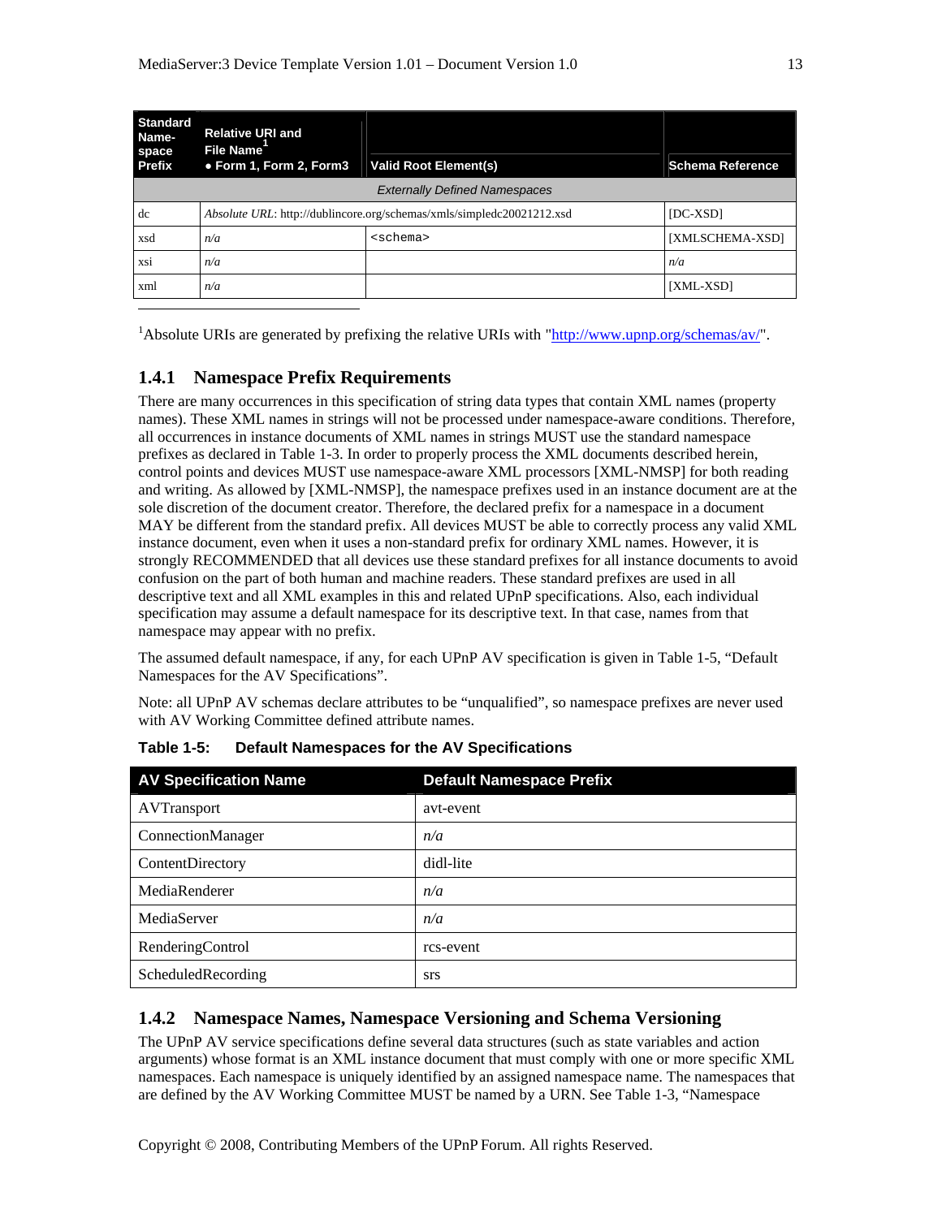| Standard Name-space Prefix | Relative URI and File Name[1] • Form 1, Form 2, Form3 | Valid Root Element(s) | Schema Reference |
|---|---|---|---|
| *Externally Defined Namespaces* | | | |
| dc | *Absolute URL*: http://dublincore.org/schemas/xmls/simpledc20021212.xsd | | [DC-XSD] |
| xsd | *n/a* | `<schema>` | [XMLSCHEMA-XSD] |
| xsi | *n/a* | | *n/a* |
| xml | *n/a* | | [XML-XSD] |

[1]Absolute URIs are generated by prefixing the relative URIs with "http://www.upnp.org/schemas/av/".

### 1.4.1 Namespace Prefix Requirements

There are many occurrences in this specification of string data types that contain XML names (property names). These XML names in strings will not be processed under namespace-aware conditions. Therefore, all occurrences in instance documents of XML names in strings MUST use the standard namespace prefixes as declared in Table 1-3. In order to properly process the XML documents described herein, control points and devices MUST use namespace-aware XML processors [XML-NMSP] for both reading and writing. As allowed by [XML-NMSP], the namespace prefixes used in an instance document are at the sole discretion of the document creator. Therefore, the declared prefix for a namespace in a document MAY be different from the standard prefix. All devices MUST be able to correctly process any valid XML instance document, even when it uses a non-standard prefix for ordinary XML names. However, it is strongly RECOMMENDED that all devices use these standard prefixes for all instance documents to avoid confusion on the part of both human and machine readers. These standard prefixes are used in all descriptive text and all XML examples in this and related UPnP specifications. Also, each individual specification may assume a default namespace for its descriptive text. In that case, names from that namespace may appear with no prefix.

The assumed default namespace, if any, for each UPnP AV specification is given in Table 1-5, "Default Namespaces for the AV Specifications".

Note: all UPnP AV schemas declare attributes to be "unqualified", so namespace prefixes are never used with AV Working Committee defined attribute names.

**Table 1-5: Default Namespaces for the AV Specifications**

| AV Specification Name | Default Namespace Prefix |
|---|---|
| AVTransport | avt-event |
| ConnectionManager | *n/a* |
| ContentDirectory | didl-lite |
| MediaRenderer | *n/a* |
| MediaServer | *n/a* |
| RenderingControl | rcs-event |
| ScheduledRecording | srs |

### 1.4.2 Namespace Names, Namespace Versioning and Schema Versioning

The UPnP AV service specifications define several data structures (such as state variables and action arguments) whose format is an XML instance document that must comply with one or more specific XML namespaces. Each namespace is uniquely identified by an assigned namespace name. The namespaces that are defined by the AV Working Committee MUST be named by a URN. See Table 1-3, "Namespace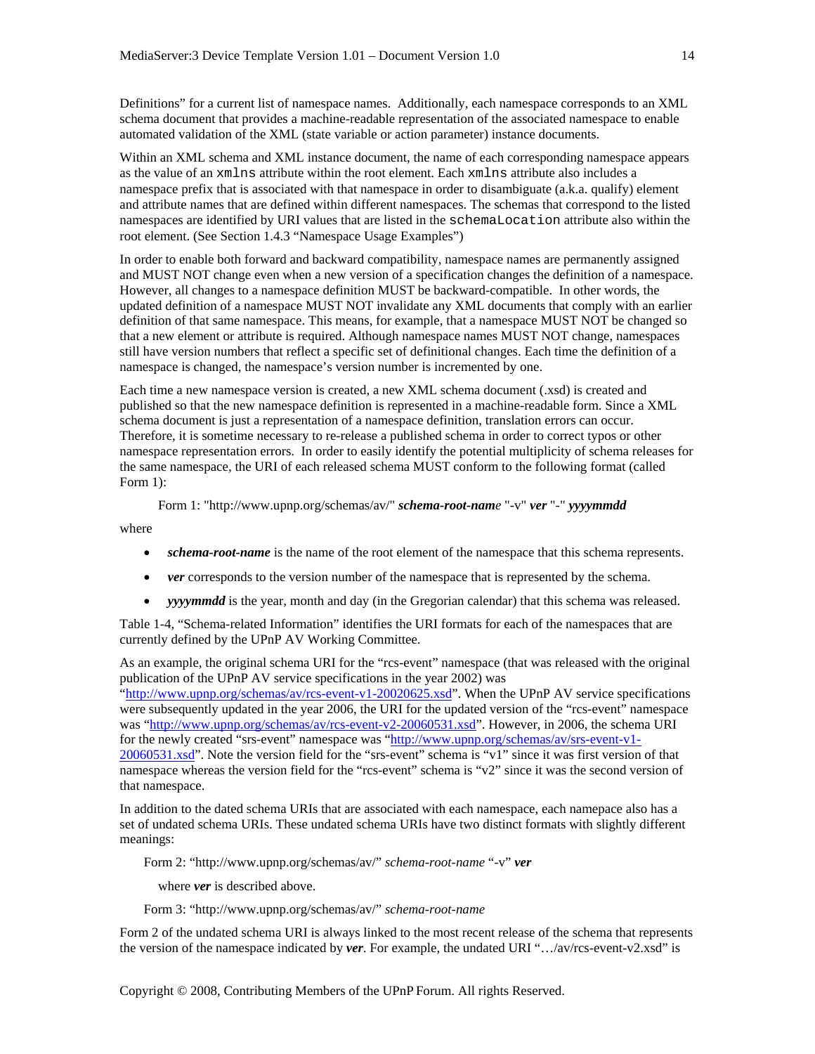Definitions" for a current list of namespace names. Additionally, each namespace corresponds to an XML schema document that provides a machine-readable representation of the associated namespace to enable automated validation of the XML (state variable or action parameter) instance documents.

Within an XML schema and XML instance document, the name of each corresponding namespace appears as the value of an `xmlns` attribute within the root element. Each `xmlns` attribute also includes a namespace prefix that is associated with that namespace in order to disambiguate (a.k.a. qualify) element and attribute names that are defined within different namespaces. The schemas that correspond to the listed namespaces are identified by URI values that are listed in the `schemaLocation` attribute also within the root element. (See Section 1.4.3 "Namespace Usage Examples")

In order to enable both forward and backward compatibility, namespace names are permanently assigned and MUST NOT change even when a new version of a specification changes the definition of a namespace. However, all changes to a namespace definition MUST be backward-compatible. In other words, the updated definition of a namespace MUST NOT invalidate any XML documents that comply with an earlier definition of that same namespace. This means, for example, that a namespace MUST NOT be changed so that a new element or attribute is required. Although namespace names MUST NOT change, namespaces still have version numbers that reflect a specific set of definitional changes. Each time the definition of a namespace is changed, the namespace's version number is incremented by one.

Each time a new namespace version is created, a new XML schema document (.xsd) is created and published so that the new namespace definition is represented in a machine-readable form. Since a XML schema document is just a representation of a namespace definition, translation errors can occur. Therefore, it is sometime necessary to re-release a published schema in order to correct typos or other namespace representation errors. In order to easily identify the potential multiplicity of schema releases for the same namespace, the URI of each released schema MUST conform to the following format (called Form 1):

Form 1: "http://www.upnp.org/schemas/av/" ***schema-root-name*** "-v" ***ver*** "-" ***yyyymmdd***

where

- ***schema-root-name*** is the name of the root element of the namespace that this schema represents.
- ***ver*** corresponds to the version number of the namespace that is represented by the schema.
- ***yyyymmdd*** is the year, month and day (in the Gregorian calendar) that this schema was released.

Table 1-4, "Schema-related Information" identifies the URI formats for each of the namespaces that are currently defined by the UPnP AV Working Committee.

As an example, the original schema URI for the "rcs-event" namespace (that was released with the original publication of the UPnP AV service specifications in the year 2002) was "http://www.upnp.org/schemas/av/rcs-event-v1-20020625.xsd". When the UPnP AV service specifications were subsequently updated in the year 2006, the URI for the updated version of the "rcs-event" namespace was "http://www.upnp.org/schemas/av/rcs-event-v2-20060531.xsd". However, in 2006, the schema URI for the newly created "srs-event" namespace was "http://www.upnp.org/schemas/av/srs-event-v1-20060531.xsd". Note the version field for the "srs-event" schema is "v1" since it was first version of that namespace whereas the version field for the "rcs-event" schema is "v2" since it was the second version of that namespace.

In addition to the dated schema URIs that are associated with each namespace, each namepace also has a set of undated schema URIs. These undated schema URIs have two distinct formats with slightly different meanings:

Form 2: "http://www.upnp.org/schemas/av/" *schema-root-name* "-v" ***ver***

where ***ver*** is described above.

Form 3: "http://www.upnp.org/schemas/av/" *schema-root-name*

Form 2 of the undated schema URI is always linked to the most recent release of the schema that represents the version of the namespace indicated by ***ver***. For example, the undated URI ".../av/rcs-event-v2.xsd" is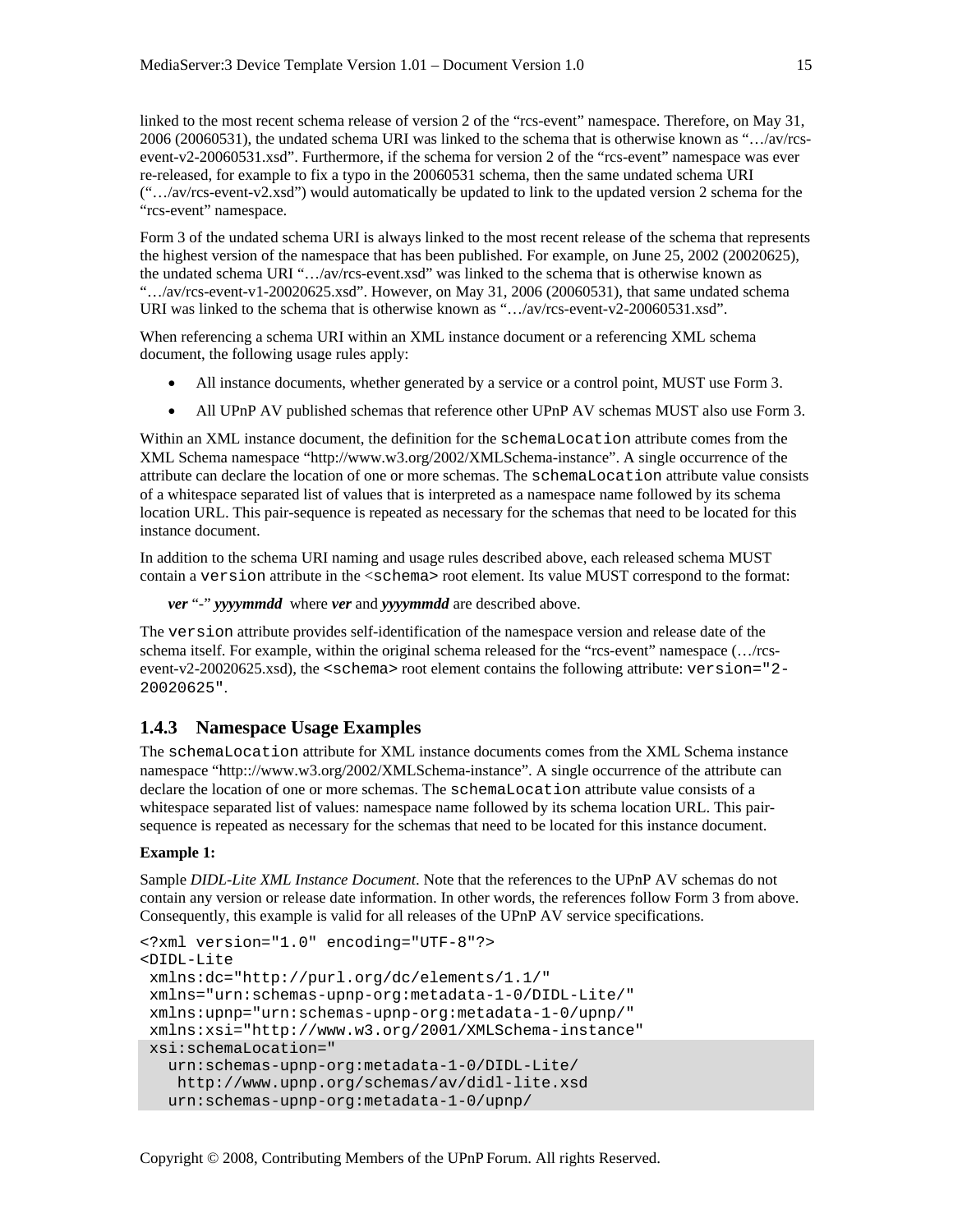linked to the most recent schema release of version 2 of the "rcs-event" namespace. Therefore, on May 31, 2006 (20060531), the undated schema URI was linked to the schema that is otherwise known as "…/av/rcs-event-v2-20060531.xsd". Furthermore, if the schema for version 2 of the "rcs-event" namespace was ever re-released, for example to fix a typo in the 20060531 schema, then the same undated schema URI ("…/av/rcs-event-v2.xsd") would automatically be updated to link to the updated version 2 schema for the "rcs-event" namespace.

Form 3 of the undated schema URI is always linked to the most recent release of the schema that represents the highest version of the namespace that has been published. For example, on June 25, 2002 (20020625), the undated schema URI "…/av/rcs-event.xsd" was linked to the schema that is otherwise known as "…/av/rcs-event-v1-20020625.xsd". However, on May 31, 2006 (20060531), that same undated schema URI was linked to the schema that is otherwise known as "…/av/rcs-event-v2-20060531.xsd".

When referencing a schema URI within an XML instance document or a referencing XML schema document, the following usage rules apply:

- All instance documents, whether generated by a service or a control point, MUST use Form 3.
- All UPnP AV published schemas that reference other UPnP AV schemas MUST also use Form 3.

Within an XML instance document, the definition for the `schemaLocation` attribute comes from the XML Schema namespace "http://www.w3.org/2002/XMLSchema-instance". A single occurrence of the attribute can declare the location of one or more schemas. The `schemaLocation` attribute value consists of a whitespace separated list of values that is interpreted as a namespace name followed by its schema location URL. This pair-sequence is repeated as necessary for the schemas that need to be located for this instance document.

In addition to the schema URI naming and usage rules described above, each released schema MUST contain a `version` attribute in the <schema> root element. Its value MUST correspond to the format:

***ver*** "-" ***yyyymmdd*** where ***ver*** and ***yyyymmdd*** are described above.

The `version` attribute provides self-identification of the namespace version and release date of the schema itself. For example, within the original schema released for the "rcs-event" namespace (…/rcs-event-v2-20020625.xsd), the `<schema>` root element contains the following attribute: `version="2-20020625"`.

### 1.4.3 Namespace Usage Examples

The `schemaLocation` attribute for XML instance documents comes from the XML Schema instance namespace "http:://www.w3.org/2002/XMLSchema-instance". A single occurrence of the attribute can declare the location of one or more schemas. The `schemaLocation` attribute value consists of a whitespace separated list of values: namespace name followed by its schema location URL. This pair-sequence is repeated as necessary for the schemas that need to be located for this instance document.

**Example 1:**

Sample *DIDL-Lite XML Instance Document*. Note that the references to the UPnP AV schemas do not contain any version or release date information. In other words, the references follow Form 3 from above. Consequently, this example is valid for all releases of the UPnP AV service specifications.

```
<?xml version="1.0" encoding="UTF-8"?>
<DIDL-Lite
 xmlns:dc="http://purl.org/dc/elements/1.1/"
 xmlns="urn:schemas-upnp-org:metadata-1-0/DIDL-Lite/"
 xmlns:upnp="urn:schemas-upnp-org:metadata-1-0/upnp/"
 xmlns:xsi="http://www.w3.org/2001/XMLSchema-instance"
 xsi:schemaLocation="
   urn:schemas-upnp-org:metadata-1-0/DIDL-Lite/
    http://www.upnp.org/schemas/av/didl-lite.xsd
   urn:schemas-upnp-org:metadata-1-0/upnp/
```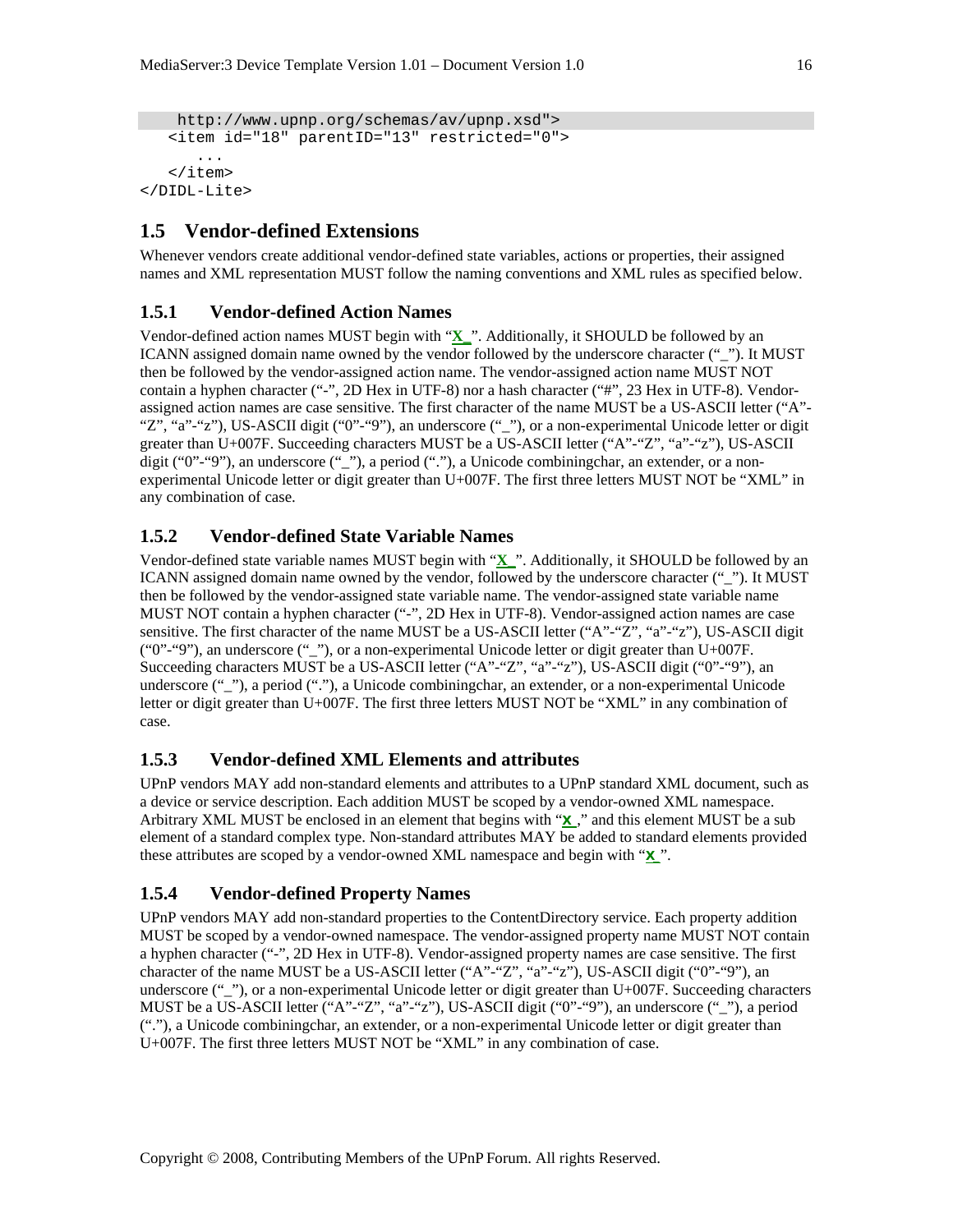```
     http://www.upnp.org/schemas/av/upnp.xsd">
   <item id="18" parentID="13" restricted="0">
      ...
   </item>
</DIDL-Lite>
```

## 1.5 Vendor-defined Extensions

Whenever vendors create additional vendor-defined state variables, actions or properties, their assigned names and XML representation MUST follow the naming conventions and XML rules as specified below.

### 1.5.1 Vendor-defined Action Names

Vendor-defined action names MUST begin with "**X_**". Additionally, it SHOULD be followed by an ICANN assigned domain name owned by the vendor followed by the underscore character ("_"). It MUST then be followed by the vendor-assigned action name. The vendor-assigned action name MUST NOT contain a hyphen character ("-", 2D Hex in UTF-8) nor a hash character ("#", 23 Hex in UTF-8). Vendor-assigned action names are case sensitive. The first character of the name MUST be a US-ASCII letter ("A"-"Z", "a"-"z"), US-ASCII digit ("0"-"9"), an underscore ("_"), or a non-experimental Unicode letter or digit greater than U+007F. Succeeding characters MUST be a US-ASCII letter ("A"-"Z", "a"-"z"), US-ASCII digit ("0"-"9"), an underscore ("_"), a period ("."), a Unicode combiningchar, an extender, or a non-experimental Unicode letter or digit greater than U+007F. The first three letters MUST NOT be "XML" in any combination of case.

### 1.5.2 Vendor-defined State Variable Names

Vendor-defined state variable names MUST begin with "**X_**". Additionally, it SHOULD be followed by an ICANN assigned domain name owned by the vendor, followed by the underscore character ("_"). It MUST then be followed by the vendor-assigned state variable name. The vendor-assigned state variable name MUST NOT contain a hyphen character ("-", 2D Hex in UTF-8). Vendor-assigned action names are case sensitive. The first character of the name MUST be a US-ASCII letter ("A"-"Z", "a"-"z"), US-ASCII digit ("0"-"9"), an underscore ("_"), or a non-experimental Unicode letter or digit greater than U+007F. Succeeding characters MUST be a US-ASCII letter ("A"-"Z", "a"-"z"), US-ASCII digit ("0"-"9"), an underscore ("_"), a period ("."), a Unicode combiningchar, an extender, or a non-experimental Unicode letter or digit greater than U+007F. The first three letters MUST NOT be "XML" in any combination of case.

### 1.5.3 Vendor-defined XML Elements and attributes

UPnP vendors MAY add non-standard elements and attributes to a UPnP standard XML document, such as a device or service description. Each addition MUST be scoped by a vendor-owned XML namespace. Arbitrary XML MUST be enclosed in an element that begins with "**X_**," and this element MUST be a sub element of a standard complex type. Non-standard attributes MAY be added to standard elements provided these attributes are scoped by a vendor-owned XML namespace and begin with "**X_**".

### 1.5.4 Vendor-defined Property Names

UPnP vendors MAY add non-standard properties to the ContentDirectory service. Each property addition MUST be scoped by a vendor-owned namespace. The vendor-assigned property name MUST NOT contain a hyphen character ("-", 2D Hex in UTF-8). Vendor-assigned property names are case sensitive. The first character of the name MUST be a US-ASCII letter ("A"-"Z", "a"-"z"), US-ASCII digit ("0"-"9"), an underscore ("_"), or a non-experimental Unicode letter or digit greater than U+007F. Succeeding characters MUST be a US-ASCII letter ("A"-"Z", "a"-"z"), US-ASCII digit ("0"-"9"), an underscore ("_"), a period ("."), a Unicode combiningchar, an extender, or a non-experimental Unicode letter or digit greater than U+007F. The first three letters MUST NOT be "XML" in any combination of case.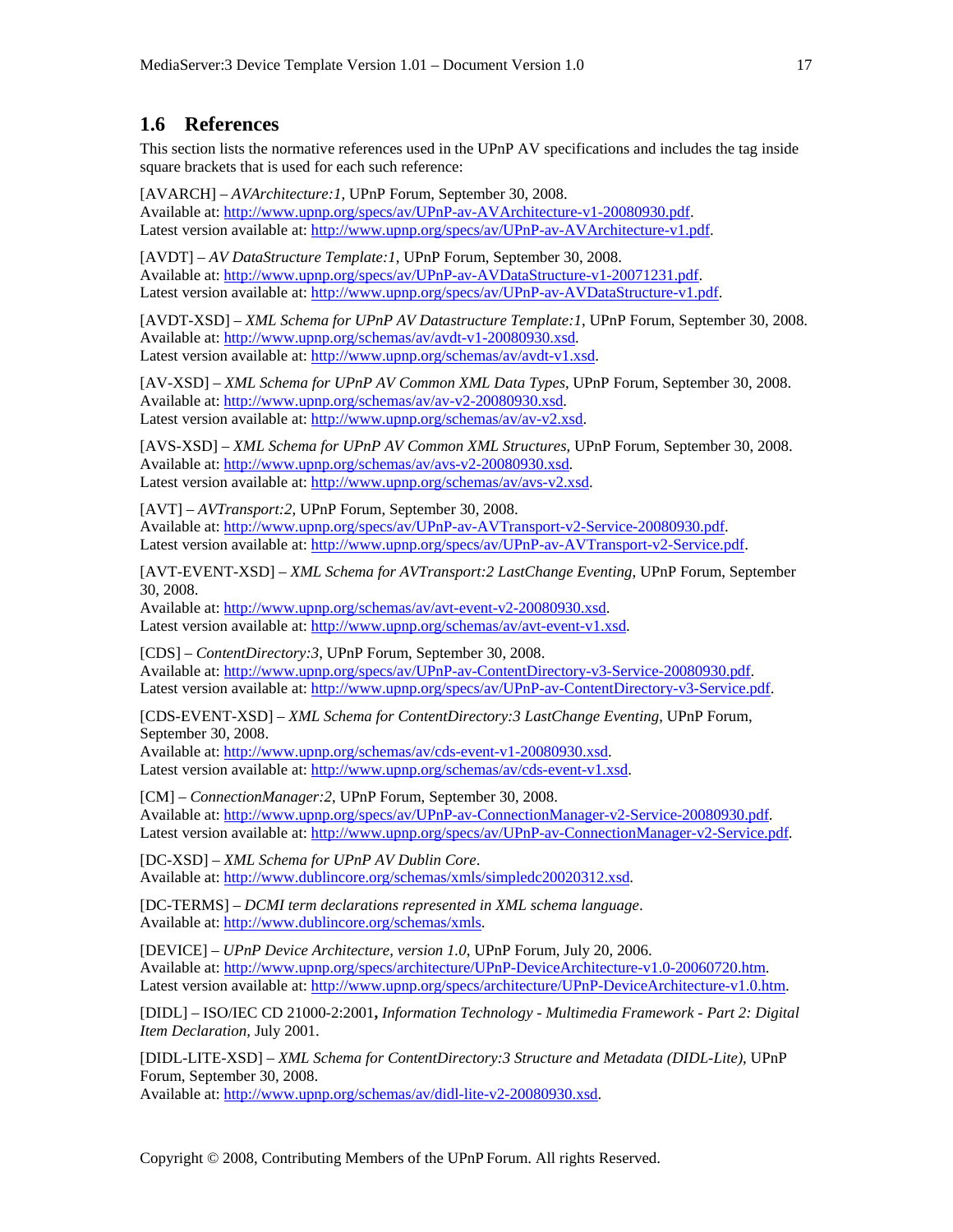## 1.6 References

This section lists the normative references used in the UPnP AV specifications and includes the tag inside square brackets that is used for each such reference:

[AVARCH] – *AVArchitecture:1*, UPnP Forum, September 30, 2008.
Available at: http://www.upnp.org/specs/av/UPnP-av-AVArchitecture-v1-20080930.pdf.
Latest version available at: http://www.upnp.org/specs/av/UPnP-av-AVArchitecture-v1.pdf.

[AVDT] – *AV DataStructure Template:1*, UPnP Forum, September 30, 2008.
Available at: http://www.upnp.org/specs/av/UPnP-av-AVDataStructure-v1-20071231.pdf.
Latest version available at: http://www.upnp.org/specs/av/UPnP-av-AVDataStructure-v1.pdf.

[AVDT-XSD] – *XML Schema for UPnP AV Datastructure Template:1*, UPnP Forum, September 30, 2008.
Available at: http://www.upnp.org/schemas/av/avdt-v1-20080930.xsd.
Latest version available at: http://www.upnp.org/schemas/av/avdt-v1.xsd.

[AV-XSD] – *XML Schema for UPnP AV Common XML Data Types*, UPnP Forum, September 30, 2008.
Available at: http://www.upnp.org/schemas/av/av-v2-20080930.xsd.
Latest version available at: http://www.upnp.org/schemas/av/av-v2.xsd.

[AVS-XSD] – *XML Schema for UPnP AV Common XML Structures*, UPnP Forum, September 30, 2008.
Available at: http://www.upnp.org/schemas/av/avs-v2-20080930.xsd.
Latest version available at: http://www.upnp.org/schemas/av/avs-v2.xsd.

[AVT] – *AVTransport:2*, UPnP Forum, September 30, 2008.
Available at: http://www.upnp.org/specs/av/UPnP-av-AVTransport-v2-Service-20080930.pdf.
Latest version available at: http://www.upnp.org/specs/av/UPnP-av-AVTransport-v2-Service.pdf.

[AVT-EVENT-XSD] – *XML Schema for AVTransport:2 LastChange Eventing*, UPnP Forum, September 30, 2008.
Available at: http://www.upnp.org/schemas/av/avt-event-v2-20080930.xsd.
Latest version available at: http://www.upnp.org/schemas/av/avt-event-v1.xsd.

[CDS] – *ContentDirectory:3*, UPnP Forum, September 30, 2008.
Available at: http://www.upnp.org/specs/av/UPnP-av-ContentDirectory-v3-Service-20080930.pdf.
Latest version available at: http://www.upnp.org/specs/av/UPnP-av-ContentDirectory-v3-Service.pdf.

[CDS-EVENT-XSD] – *XML Schema for ContentDirectory:3 LastChange Eventing*, UPnP Forum, September 30, 2008.
Available at: http://www.upnp.org/schemas/av/cds-event-v1-20080930.xsd.
Latest version available at: http://www.upnp.org/schemas/av/cds-event-v1.xsd.

[CM] – *ConnectionManager:2*, UPnP Forum, September 30, 2008.
Available at: http://www.upnp.org/specs/av/UPnP-av-ConnectionManager-v2-Service-20080930.pdf.
Latest version available at: http://www.upnp.org/specs/av/UPnP-av-ConnectionManager-v2-Service.pdf.

[DC-XSD] – *XML Schema for UPnP AV Dublin Core*.
Available at: http://www.dublincore.org/schemas/xmls/simpledc20020312.xsd.

[DC-TERMS] – *DCMI term declarations represented in XML schema language*.
Available at: http://www.dublincore.org/schemas/xmls.

[DEVICE] – *UPnP Device Architecture, version 1.0*, UPnP Forum, July 20, 2006.
Available at: http://www.upnp.org/specs/architecture/UPnP-DeviceArchitecture-v1.0-20060720.htm.
Latest version available at: http://www.upnp.org/specs/architecture/UPnP-DeviceArchitecture-v1.0.htm.

[DIDL] – ISO/IEC CD 21000-2:2001**,** *Information Technology - Multimedia Framework - Part 2: Digital Item Declaration*, July 2001.

[DIDL-LITE-XSD] – *XML Schema for ContentDirectory:3 Structure and Metadata (DIDL-Lite)*, UPnP Forum, September 30, 2008.
Available at: http://www.upnp.org/schemas/av/didl-lite-v2-20080930.xsd.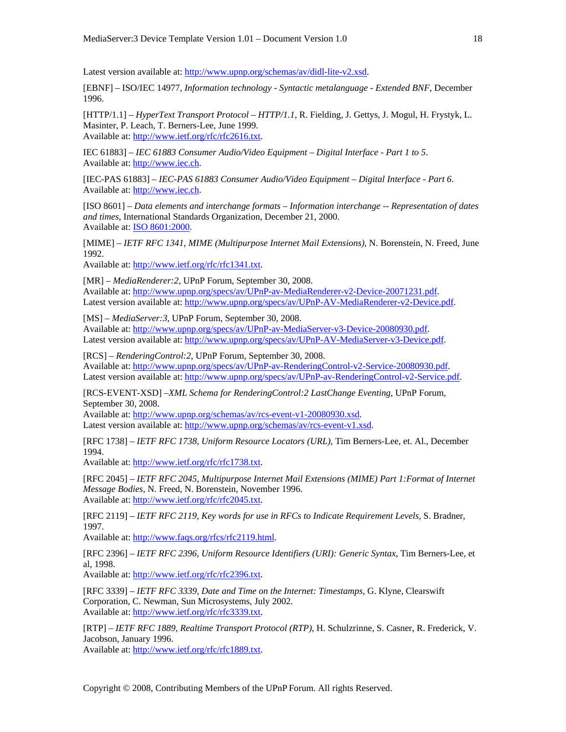Latest version available at: http://www.upnp.org/schemas/av/didl-lite-v2.xsd.

[EBNF] – ISO/IEC 14977, *Information technology - Syntactic metalanguage - Extended BNF*, December 1996.

[HTTP/1.1] – *HyperText Transport Protocol – HTTP/1.1*, R. Fielding, J. Gettys, J. Mogul, H. Frystyk, L. Masinter, P. Leach, T. Berners-Lee, June 1999.
Available at: http://www.ietf.org/rfc/rfc2616.txt.

IEC 61883] – *IEC 61883 Consumer Audio/Video Equipment – Digital Interface - Part 1 to 5*.
Available at: http://www.iec.ch.

[IEC-PAS 61883] – *IEC-PAS 61883 Consumer Audio/Video Equipment – Digital Interface - Part 6*.
Available at: http://www.iec.ch.

[ISO 8601] – *Data elements and interchange formats – Information interchange -- Representation of dates and times*, International Standards Organization, December 21, 2000.
Available at: ISO 8601:2000.

[MIME] – *IETF RFC 1341, MIME (Multipurpose Internet Mail Extensions)*, N. Borenstein, N. Freed, June 1992.
Available at: http://www.ietf.org/rfc/rfc1341.txt.

[MR] – *MediaRenderer:2*, UPnP Forum, September 30, 2008.
Available at: http://www.upnp.org/specs/av/UPnP-av-MediaRenderer-v2-Device-20071231.pdf.
Latest version available at: http://www.upnp.org/specs/av/UPnP-AV-MediaRenderer-v2-Device.pdf.

[MS] – *MediaServer:3*, UPnP Forum, September 30, 2008.
Available at: http://www.upnp.org/specs/av/UPnP-av-MediaServer-v3-Device-20080930.pdf.
Latest version available at: http://www.upnp.org/specs/av/UPnP-AV-MediaServer-v3-Device.pdf.

[RCS] – *RenderingControl:2*, UPnP Forum, September 30, 2008.
Available at: http://www.upnp.org/specs/av/UPnP-av-RenderingControl-v2-Service-20080930.pdf.
Latest version available at: http://www.upnp.org/specs/av/UPnP-av-RenderingControl-v2-Service.pdf.

[RCS-EVENT-XSD] –*XML Schema for RenderingControl:2 LastChange Eventing*, UPnP Forum, September 30, 2008.
Available at: http://www.upnp.org/schemas/av/rcs-event-v1-20080930.xsd.
Latest version available at: http://www.upnp.org/schemas/av/rcs-event-v1.xsd.

[RFC 1738] – *IETF RFC 1738, Uniform Resource Locators (URL)*, Tim Berners-Lee, et. Al., December 1994.
Available at: http://www.ietf.org/rfc/rfc1738.txt.

[RFC 2045] – *IETF RFC 2045, Multipurpose Internet Mail Extensions (MIME) Part 1:Format of Internet Message Bodies*, N. Freed, N. Borenstein, November 1996.
Available at: http://www.ietf.org/rfc/rfc2045.txt.

[RFC 2119] – *IETF RFC 2119, Key words for use in RFCs to Indicate Requirement Levels*, S. Bradner, 1997.
Available at: http://www.faqs.org/rfcs/rfc2119.html.

[RFC 2396] – *IETF RFC 2396, Uniform Resource Identifiers (URI): Generic Syntax*, Tim Berners-Lee, et al, 1998.
Available at: http://www.ietf.org/rfc/rfc2396.txt.

[RFC 3339] – *IETF RFC 3339, Date and Time on the Internet: Timestamps*, G. Klyne, Clearswift Corporation, C. Newman, Sun Microsystems, July 2002.
Available at: http://www.ietf.org/rfc/rfc3339.txt.

[RTP] – *IETF RFC 1889, Realtime Transport Protocol (RTP)*, H. Schulzrinne, S. Casner, R. Frederick, V. Jacobson, January 1996.
Available at: http://www.ietf.org/rfc/rfc1889.txt.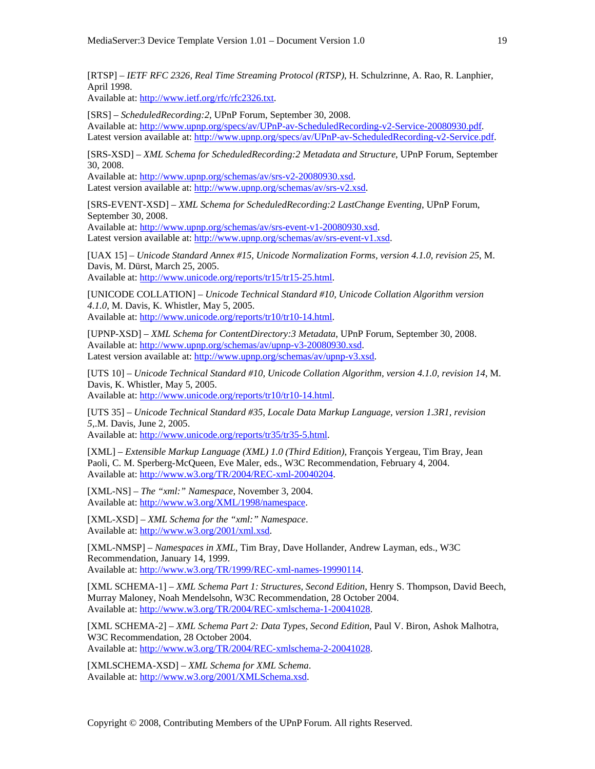[RTSP] – *IETF RFC 2326, Real Time Streaming Protocol (RTSP)*, H. Schulzrinne, A. Rao, R. Lanphier, April 1998.
Available at: http://www.ietf.org/rfc/rfc2326.txt.

[SRS] – *ScheduledRecording:2*, UPnP Forum, September 30, 2008.
Available at: http://www.upnp.org/specs/av/UPnP-av-ScheduledRecording-v2-Service-20080930.pdf.
Latest version available at: http://www.upnp.org/specs/av/UPnP-av-ScheduledRecording-v2-Service.pdf.

[SRS-XSD] – *XML Schema for ScheduledRecording:2 Metadata and Structure*, UPnP Forum, September 30, 2008.
Available at: http://www.upnp.org/schemas/av/srs-v2-20080930.xsd.
Latest version available at: http://www.upnp.org/schemas/av/srs-v2.xsd.

[SRS-EVENT-XSD] – *XML Schema for ScheduledRecording:2 LastChange Eventing*, UPnP Forum, September 30, 2008.
Available at: http://www.upnp.org/schemas/av/srs-event-v1-20080930.xsd.
Latest version available at: http://www.upnp.org/schemas/av/srs-event-v1.xsd.

[UAX 15] – *Unicode Standard Annex #15, Unicode Normalization Forms, version 4.1.0, revision 25*, M. Davis, M. Dürst, March 25, 2005.
Available at: http://www.unicode.org/reports/tr15/tr15-25.html.

[UNICODE COLLATION] – *Unicode Technical Standard #10, Unicode Collation Algorithm version 4.1.0*, M. Davis, K. Whistler, May 5, 2005.
Available at: http://www.unicode.org/reports/tr10/tr10-14.html.

[UPNP-XSD] – *XML Schema for ContentDirectory:3 Metadata*, UPnP Forum, September 30, 2008.
Available at: http://www.upnp.org/schemas/av/upnp-v3-20080930.xsd.
Latest version available at: http://www.upnp.org/schemas/av/upnp-v3.xsd.

[UTS 10] – *Unicode Technical Standard #10, Unicode Collation Algorithm, version 4.1.0, revision 14*, M. Davis, K. Whistler, May 5, 2005.
Available at: http://www.unicode.org/reports/tr10/tr10-14.html.

[UTS 35] – *Unicode Technical Standard #35, Locale Data Markup Language, version 1.3R1, revision 5*,.M. Davis, June 2, 2005.
Available at: http://www.unicode.org/reports/tr35/tr35-5.html.

[XML] – *Extensible Markup Language (XML) 1.0 (Third Edition)*, François Yergeau, Tim Bray, Jean Paoli, C. M. Sperberg-McQueen, Eve Maler, eds., W3C Recommendation, February 4, 2004.
Available at: http://www.w3.org/TR/2004/REC-xml-20040204.

[XML-NS] – *The "xml:" Namespace*, November 3, 2004.
Available at: http://www.w3.org/XML/1998/namespace.

[XML-XSD] – *XML Schema for the "xml:" Namespace*.
Available at: http://www.w3.org/2001/xml.xsd.

[XML-NMSP] – *Namespaces in XML*, Tim Bray, Dave Hollander, Andrew Layman, eds., W3C Recommendation, January 14, 1999.
Available at: http://www.w3.org/TR/1999/REC-xml-names-19990114.

[XML SCHEMA-1] – *XML Schema Part 1: Structures, Second Edition*, Henry S. Thompson, David Beech, Murray Maloney, Noah Mendelsohn, W3C Recommendation, 28 October 2004.
Available at: http://www.w3.org/TR/2004/REC-xmlschema-1-20041028.

[XML SCHEMA-2] – *XML Schema Part 2: Data Types, Second Edition*, Paul V. Biron, Ashok Malhotra, W3C Recommendation, 28 October 2004.
Available at: http://www.w3.org/TR/2004/REC-xmlschema-2-20041028.

[XMLSCHEMA-XSD] – *XML Schema for XML Schema*.
Available at: http://www.w3.org/2001/XMLSchema.xsd.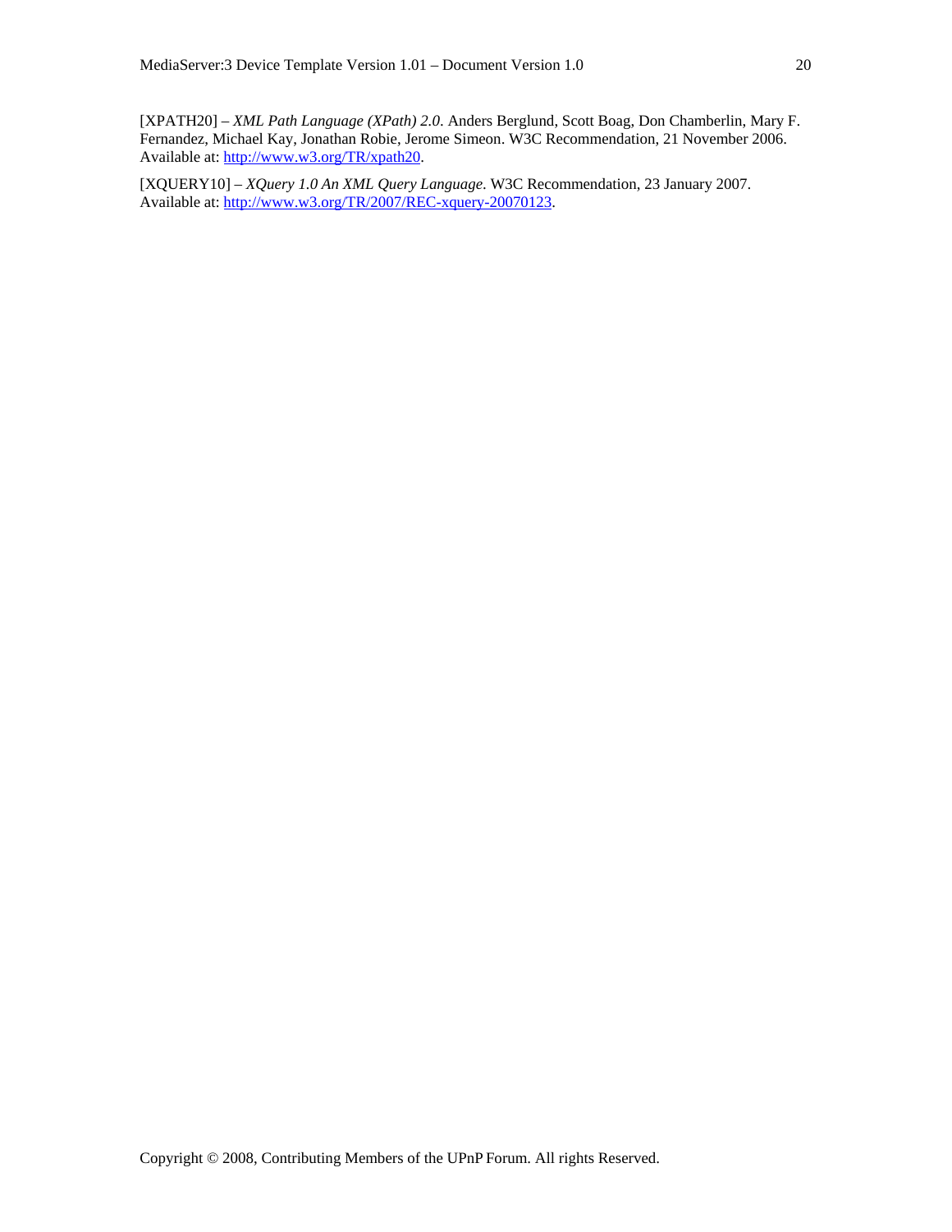[XPATH20] – *XML Path Language (XPath) 2.0*. Anders Berglund, Scott Boag, Don Chamberlin, Mary F. Fernandez, Michael Kay, Jonathan Robie, Jerome Simeon. W3C Recommendation, 21 November 2006. Available at: http://www.w3.org/TR/xpath20.

[XQUERY10] – *XQuery 1.0 An XML Query Language*. W3C Recommendation, 23 January 2007. Available at: http://www.w3.org/TR/2007/REC-xquery-20070123.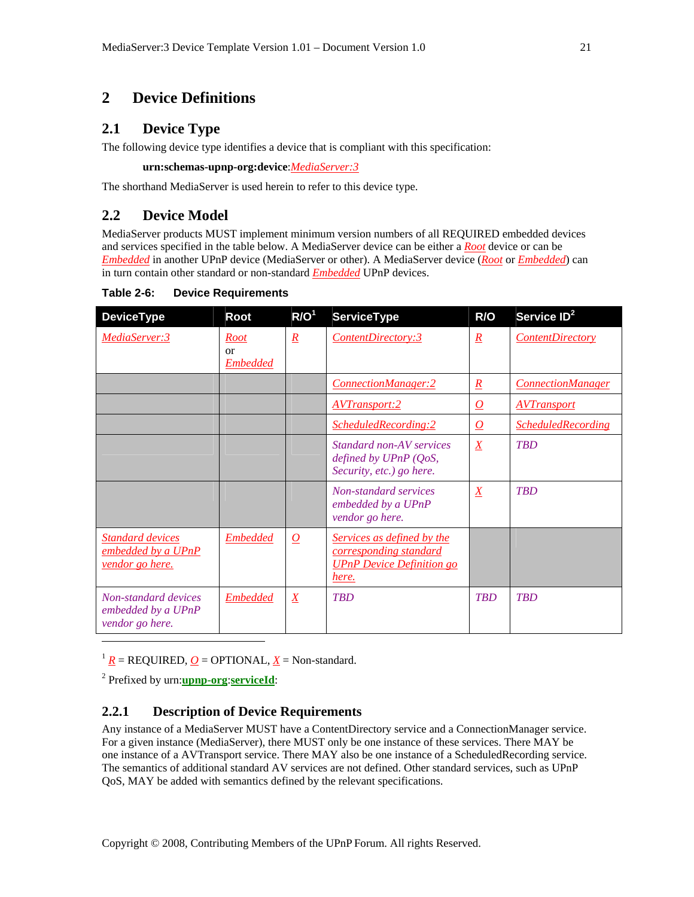# 2 Device Definitions

## 2.1 Device Type

The following device type identifies a device that is compliant with this specification:

**urn:schemas-upnp-org:device**:*MediaServer:3*

The shorthand MediaServer is used herein to refer to this device type.

## 2.2 Device Model

MediaServer products MUST implement minimum version numbers of all REQUIRED embedded devices and services specified in the table below. A MediaServer device can be either a *Root* device or can be *Embedded* in another UPnP device (MediaServer or other). A MediaServer device (*Root* or *Embedded*) can in turn contain other standard or non-standard *Embedded* UPnP devices.

**Table 2-6: Device Requirements**

| DeviceType | Root | R/O[1] | ServiceType | R/O | Service ID[2] |
|---|---|---|---|---|---|
| *MediaServer:3* | *Root* or *Embedded* | *R* | *ContentDirectory:3* | *R* | *ContentDirectory* |
| | | | *ConnectionManager:2* | *R* | *ConnectionManager* |
| | | | *AVTransport:2* | *O* | *AVTransport* |
| | | | *ScheduledRecording:2* | *O* | *ScheduledRecording* |
| | | | *Standard non-AV services defined by UPnP (QoS, Security, etc.) go here.* | *X* | *TBD* |
| | | | *Non-standard services embedded by a UPnP vendor go here.* | *X* | *TBD* |
| *Standard devices embedded by a UPnP vendor go here.* | *Embedded* | *O* | *Services as defined by the corresponding standard UPnP Device Definition go here.* | | |
| *Non-standard devices embedded by a UPnP vendor go here.* | *Embedded* | *X* | *TBD* | *TBD* | *TBD* |

[1] *R* = REQUIRED, *O* = OPTIONAL, *X* = Non-standard.

[2] Prefixed by urn:**upnp-org**:**serviceId**:

### 2.2.1 Description of Device Requirements

Any instance of a MediaServer MUST have a ContentDirectory service and a ConnectionManager service. For a given instance (MediaServer), there MUST only be one instance of these services. There MAY be one instance of a AVTransport service. There MAY also be one instance of a ScheduledRecording service. The semantics of additional standard AV services are not defined. Other standard services, such as UPnP QoS, MAY be added with semantics defined by the relevant specifications.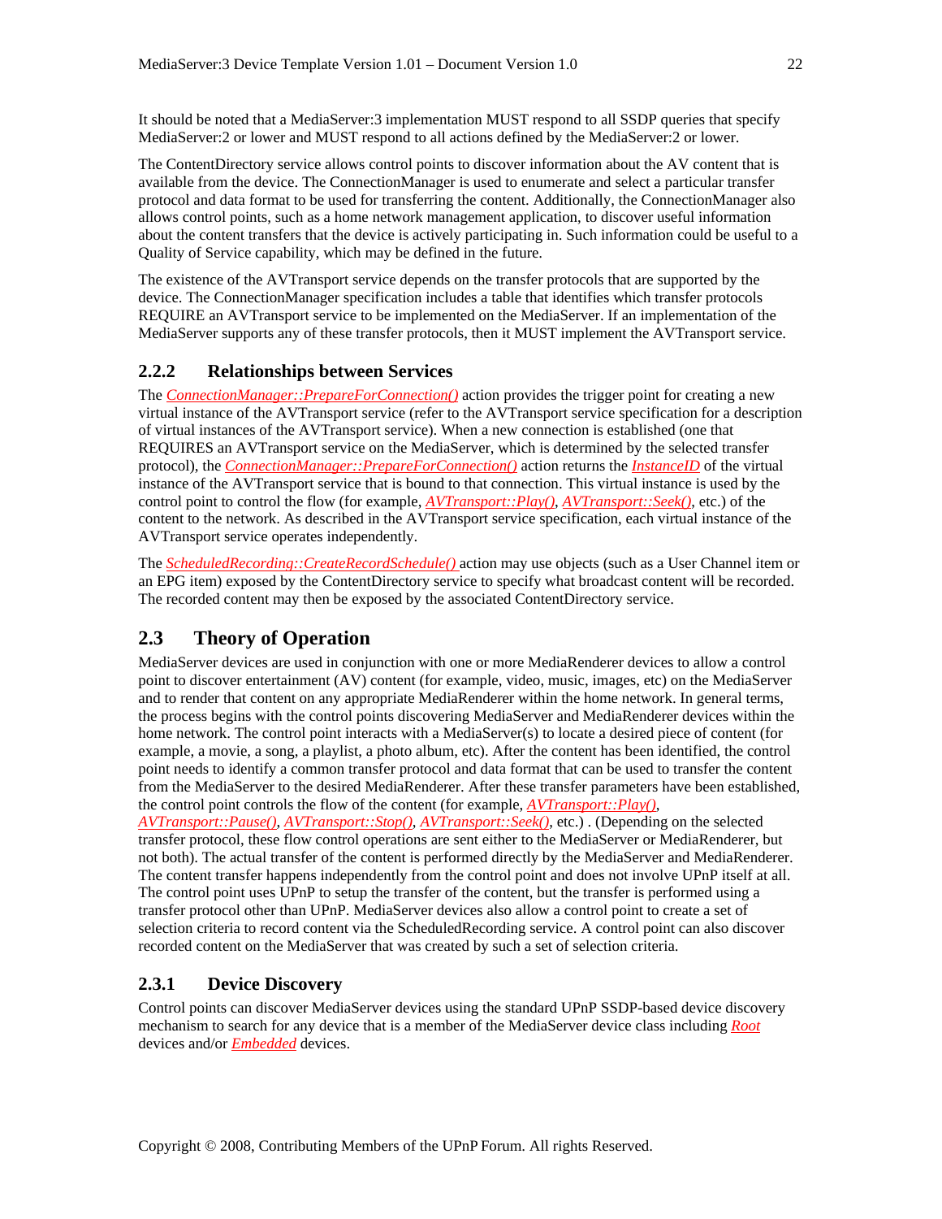It should be noted that a MediaServer:3 implementation MUST respond to all SSDP queries that specify MediaServer:2 or lower and MUST respond to all actions defined by the MediaServer:2 or lower.

The ContentDirectory service allows control points to discover information about the AV content that is available from the device. The ConnectionManager is used to enumerate and select a particular transfer protocol and data format to be used for transferring the content. Additionally, the ConnectionManager also allows control points, such as a home network management application, to discover useful information about the content transfers that the device is actively participating in. Such information could be useful to a Quality of Service capability, which may be defined in the future.

The existence of the AVTransport service depends on the transfer protocols that are supported by the device. The ConnectionManager specification includes a table that identifies which transfer protocols REQUIRE an AVTransport service to be implemented on the MediaServer. If an implementation of the MediaServer supports any of these transfer protocols, then it MUST implement the AVTransport service.

### 2.2.2 Relationships between Services

The *ConnectionManager::PrepareForConnection()* action provides the trigger point for creating a new virtual instance of the AVTransport service (refer to the AVTransport service specification for a description of virtual instances of the AVTransport service). When a new connection is established (one that REQUIRES an AVTransport service on the MediaServer, which is determined by the selected transfer protocol), the *ConnectionManager::PrepareForConnection()* action returns the *InstanceID* of the virtual instance of the AVTransport service that is bound to that connection. This virtual instance is used by the control point to control the flow (for example, *AVTransport::Play()*, *AVTransport::Seek()*, etc.) of the content to the network. As described in the AVTransport service specification, each virtual instance of the AVTransport service operates independently.

The *ScheduledRecording::CreateRecordSchedule()* action may use objects (such as a User Channel item or an EPG item) exposed by the ContentDirectory service to specify what broadcast content will be recorded. The recorded content may then be exposed by the associated ContentDirectory service.

## 2.3 Theory of Operation

MediaServer devices are used in conjunction with one or more MediaRenderer devices to allow a control point to discover entertainment (AV) content (for example, video, music, images, etc) on the MediaServer and to render that content on any appropriate MediaRenderer within the home network. In general terms, the process begins with the control points discovering MediaServer and MediaRenderer devices within the home network. The control point interacts with a MediaServer(s) to locate a desired piece of content (for example, a movie, a song, a playlist, a photo album, etc). After the content has been identified, the control point needs to identify a common transfer protocol and data format that can be used to transfer the content from the MediaServer to the desired MediaRenderer. After these transfer parameters have been established, the control point controls the flow of the content (for example, *AVTransport::Play()*, *AVTransport::Pause()*, *AVTransport::Stop()*, *AVTransport::Seek()*, etc.) . (Depending on the selected transfer protocol, these flow control operations are sent either to the MediaServer or MediaRenderer, but not both). The actual transfer of the content is performed directly by the MediaServer and MediaRenderer. The content transfer happens independently from the control point and does not involve UPnP itself at all. The control point uses UPnP to setup the transfer of the content, but the transfer is performed using a transfer protocol other than UPnP. MediaServer devices also allow a control point to create a set of selection criteria to record content via the ScheduledRecording service. A control point can also discover recorded content on the MediaServer that was created by such a set of selection criteria.

### 2.3.1 Device Discovery

Control points can discover MediaServer devices using the standard UPnP SSDP-based device discovery mechanism to search for any device that is a member of the MediaServer device class including *Root* devices and/or *Embedded* devices.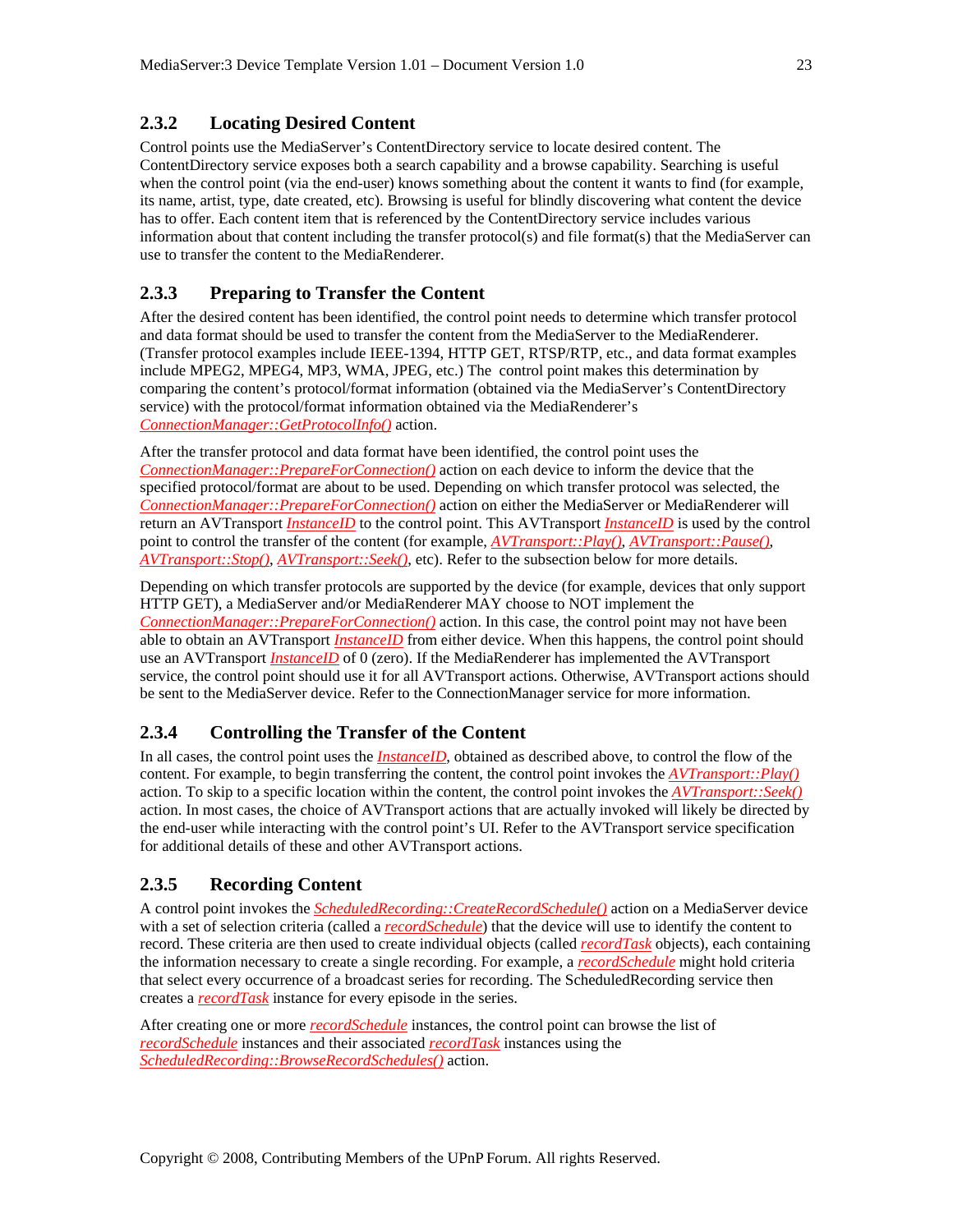### 2.3.2 Locating Desired Content

Control points use the MediaServer's ContentDirectory service to locate desired content. The ContentDirectory service exposes both a search capability and a browse capability. Searching is useful when the control point (via the end-user) knows something about the content it wants to find (for example, its name, artist, type, date created, etc). Browsing is useful for blindly discovering what content the device has to offer. Each content item that is referenced by the ContentDirectory service includes various information about that content including the transfer protocol(s) and file format(s) that the MediaServer can use to transfer the content to the MediaRenderer.

### 2.3.3 Preparing to Transfer the Content

After the desired content has been identified, the control point needs to determine which transfer protocol and data format should be used to transfer the content from the MediaServer to the MediaRenderer. (Transfer protocol examples include IEEE-1394, HTTP GET, RTSP/RTP, etc., and data format examples include MPEG2, MPEG4, MP3, WMA, JPEG, etc.) The control point makes this determination by comparing the content's protocol/format information (obtained via the MediaServer's ContentDirectory service) with the protocol/format information obtained via the MediaRenderer's *ConnectionManager::GetProtocolInfo()* action.

After the transfer protocol and data format have been identified, the control point uses the *ConnectionManager::PrepareForConnection()* action on each device to inform the device that the specified protocol/format are about to be used. Depending on which transfer protocol was selected, the *ConnectionManager::PrepareForConnection()* action on either the MediaServer or MediaRenderer will return an AVTransport *InstanceID* to the control point. This AVTransport *InstanceID* is used by the control point to control the transfer of the content (for example, *AVTransport::Play()*, *AVTransport::Pause()*, *AVTransport::Stop()*, *AVTransport::Seek()*, etc). Refer to the subsection below for more details.

Depending on which transfer protocols are supported by the device (for example, devices that only support HTTP GET), a MediaServer and/or MediaRenderer MAY choose to NOT implement the *ConnectionManager::PrepareForConnection()* action. In this case, the control point may not have been able to obtain an AVTransport *InstanceID* from either device. When this happens, the control point should use an AVTransport *InstanceID* of 0 (zero). If the MediaRenderer has implemented the AVTransport service, the control point should use it for all AVTransport actions. Otherwise, AVTransport actions should be sent to the MediaServer device. Refer to the ConnectionManager service for more information.

### 2.3.4 Controlling the Transfer of the Content

In all cases, the control point uses the *InstanceID*, obtained as described above, to control the flow of the content. For example, to begin transferring the content, the control point invokes the *AVTransport::Play()* action. To skip to a specific location within the content, the control point invokes the *AVTransport::Seek()* action. In most cases, the choice of AVTransport actions that are actually invoked will likely be directed by the end-user while interacting with the control point's UI. Refer to the AVTransport service specification for additional details of these and other AVTransport actions.

### 2.3.5 Recording Content

A control point invokes the *ScheduledRecording::CreateRecordSchedule()* action on a MediaServer device with a set of selection criteria (called a *recordSchedule*) that the device will use to identify the content to record. These criteria are then used to create individual objects (called *recordTask* objects), each containing the information necessary to create a single recording. For example, a *recordSchedule* might hold criteria that select every occurrence of a broadcast series for recording. The ScheduledRecording service then creates a *recordTask* instance for every episode in the series.

After creating one or more *recordSchedule* instances, the control point can browse the list of *recordSchedule* instances and their associated *recordTask* instances using the *ScheduledRecording::BrowseRecordSchedules()* action.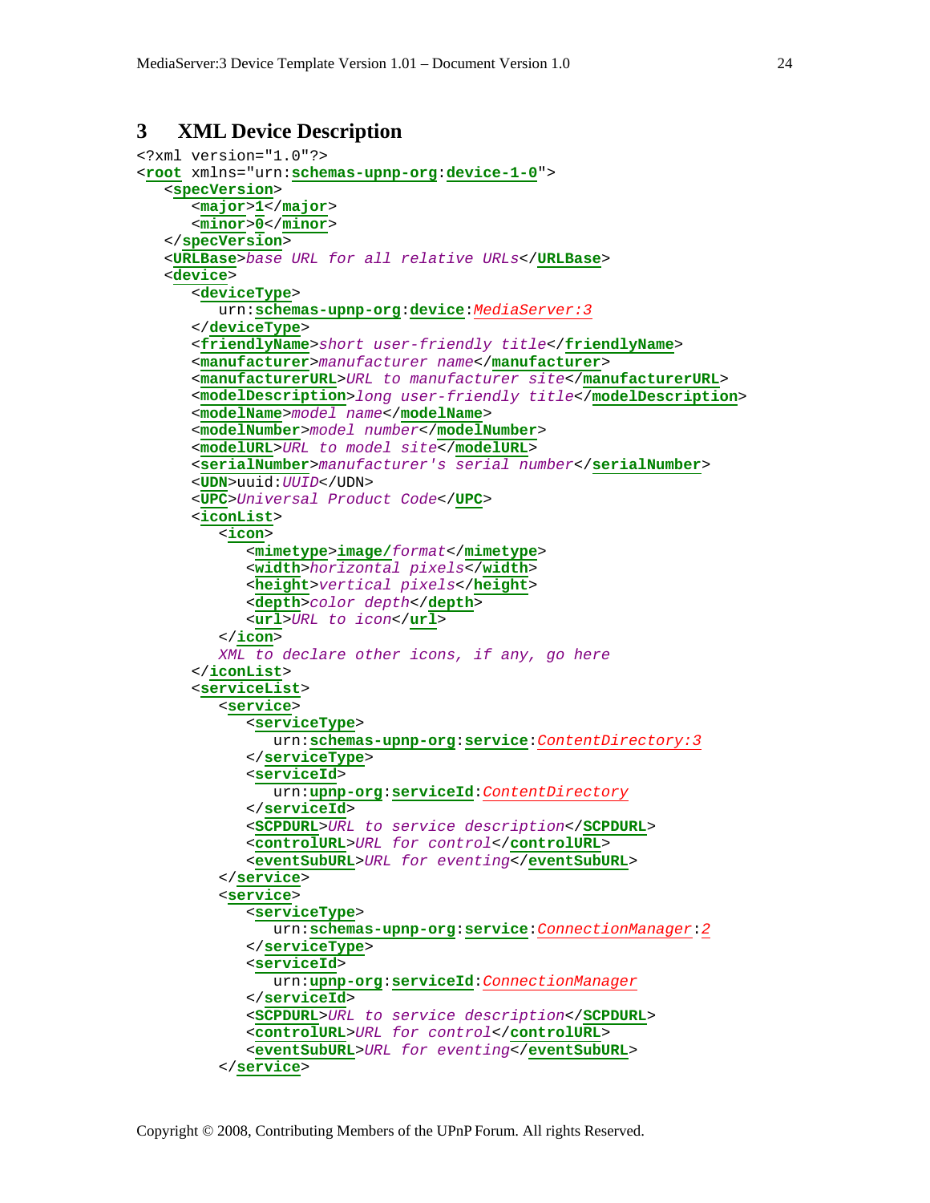# 3 XML Device Description

```
<?xml version="1.0"?>
<root xmlns="urn:schemas-upnp-org:device-1-0">
   <specVersion>
      <major>1</major>
      <minor>0</minor>
   </specVersion>
   <URLBase>base URL for all relative URLs</URLBase>
   <device>
      <deviceType>
         urn:schemas-upnp-org:device:MediaServer:3
      </deviceType>
      <friendlyName>short user-friendly title</friendlyName>
      <manufacturer>manufacturer name</manufacturer>
      <manufacturerURL>URL to manufacturer site</manufacturerURL>
      <modelDescription>long user-friendly title</modelDescription>
      <modelName>model name</modelName>
      <modelNumber>model number</modelNumber>
      <modelURL>URL to model site</modelURL>
      <serialNumber>manufacturer's serial number</serialNumber>
      <UDN>uuid:UUID</UDN>
      <UPC>Universal Product Code</UPC>
      <iconList>
         <icon>
            <mimetype>image/format</mimetype>
            <width>horizontal pixels</width>
            <height>vertical pixels</height>
            <depth>color depth</depth>
            <url>URL to icon</url>
         </icon>
         XML to declare other icons, if any, go here
      </iconList>
      <serviceList>
         <service>
            <serviceType>
               urn:schemas-upnp-org:service:ContentDirectory:3
            </serviceType>
            <serviceId>
               urn:upnp-org:serviceId:ContentDirectory
            </serviceId>
            <SCPDURL>URL to service description</SCPDURL>
            <controlURL>URL for control</controlURL>
            <eventSubURL>URL for eventing</eventSubURL>
         </service>
         <service>
            <serviceType>
               urn:schemas-upnp-org:service:ConnectionManager:2
            </serviceType>
            <serviceId>
               urn:upnp-org:serviceId:ConnectionManager
            </serviceId>
            <SCPDURL>URL to service description</SCPDURL>
            <controlURL>URL for control</controlURL>
            <eventSubURL>URL for eventing</eventSubURL>
         </service>
```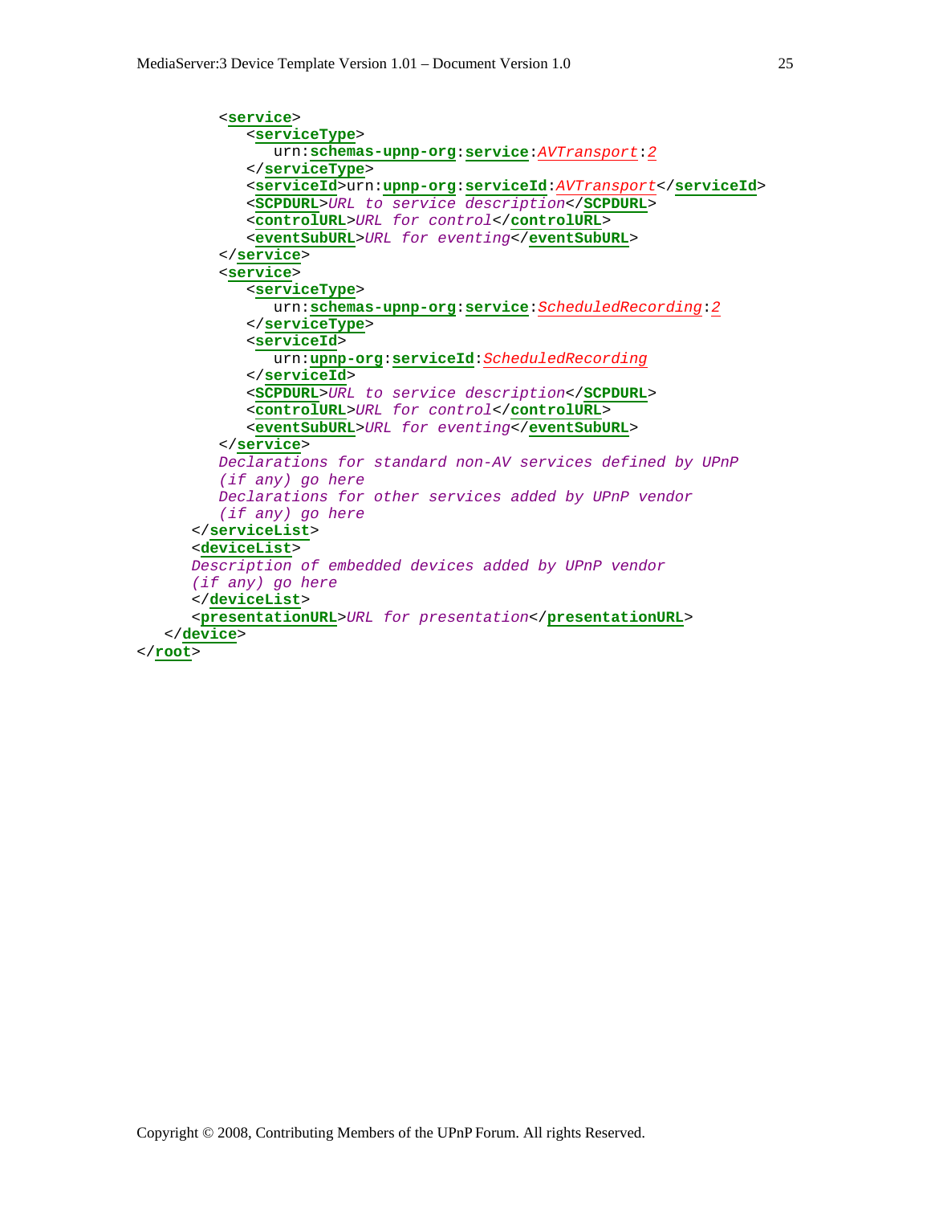```
         <service>
            <serviceType>
               urn:schemas-upnp-org:service:AVTransport:2
            </serviceType>
            <serviceId>urn:upnp-org:serviceId:AVTransport</serviceId>
            <SCPDURL>URL to service description</SCPDURL>
            <controlURL>URL for control</controlURL>
            <eventSubURL>URL for eventing</eventSubURL>
         </service>
         <service>
            <serviceType>
               urn:schemas-upnp-org:service:ScheduledRecording:2
            </serviceType>
            <serviceId>
               urn:upnp-org:serviceId:ScheduledRecording
            </serviceId>
            <SCPDURL>URL to service description</SCPDURL>
            <controlURL>URL for control</controlURL>
            <eventSubURL>URL for eventing</eventSubURL>
         </service>
         Declarations for standard non-AV services defined by UPnP
         (if any) go here
         Declarations for other services added by UPnP vendor
         (if any) go here
      </serviceList>
      <deviceList>
      Description of embedded devices added by UPnP vendor
      (if any) go here
      </deviceList>
      <presentationURL>URL for presentation</presentationURL>
   </device>
</root>
```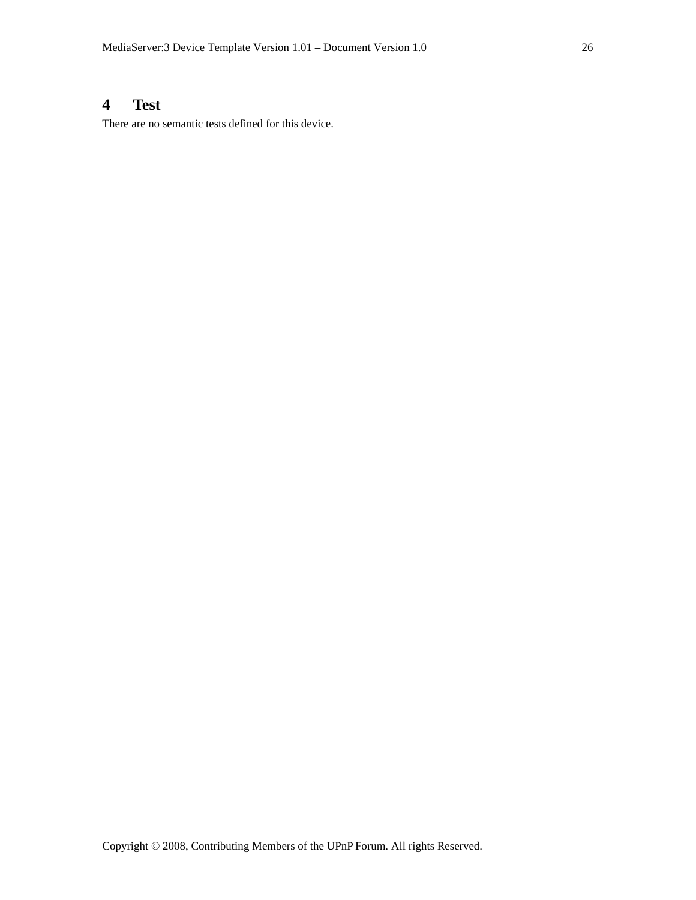# 4 Test

There are no semantic tests defined for this device.